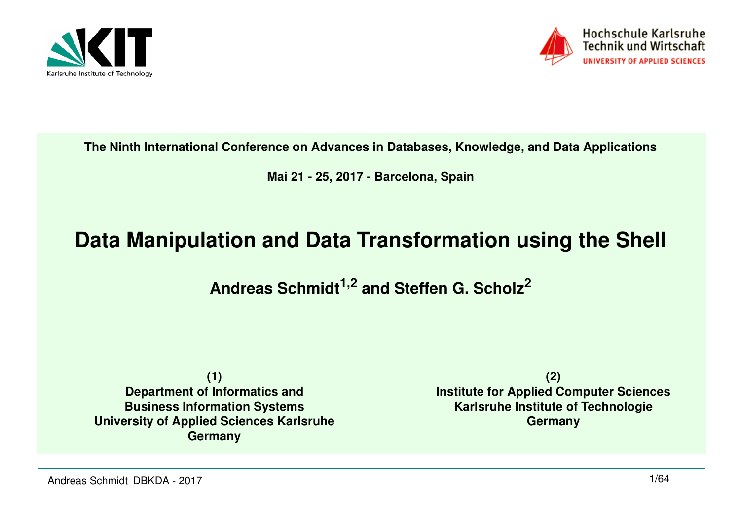Karlsruhe Institute of Technology

Hochschule Karlsruhe
Technik und Wirtschaft
UNIVERSITY OF APPLIED SCIENCES

**The Ninth International Conference on Advances in Databases, Knowledge, and Data Applications**

**Mai 21 - 25, 2017 - Barcelona, Spain**

# Data Manipulation and Data Transformation using the Shell

**Andreas Schmidt[1,2] and Steffen G. Scholz[2]**

**(1)**
**Department of Informatics and**
**Business Information Systems**
**University of Applied Sciences Karlsruhe**
**Germany**

**(2)**
**Institute for Applied Computer Sciences**
**Karlsruhe Institute of Technologie**
**Germany**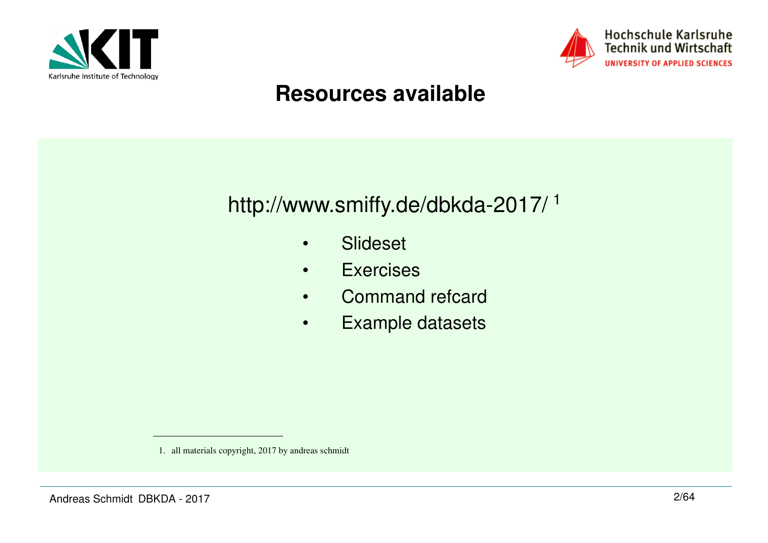# Resources available

http://www.smiffy.de/dbkda-2017/ [1]

- Slideset
- Exercises
- Command refcard
- Example datasets

1. all materials copyright, 2017 by andreas schmidt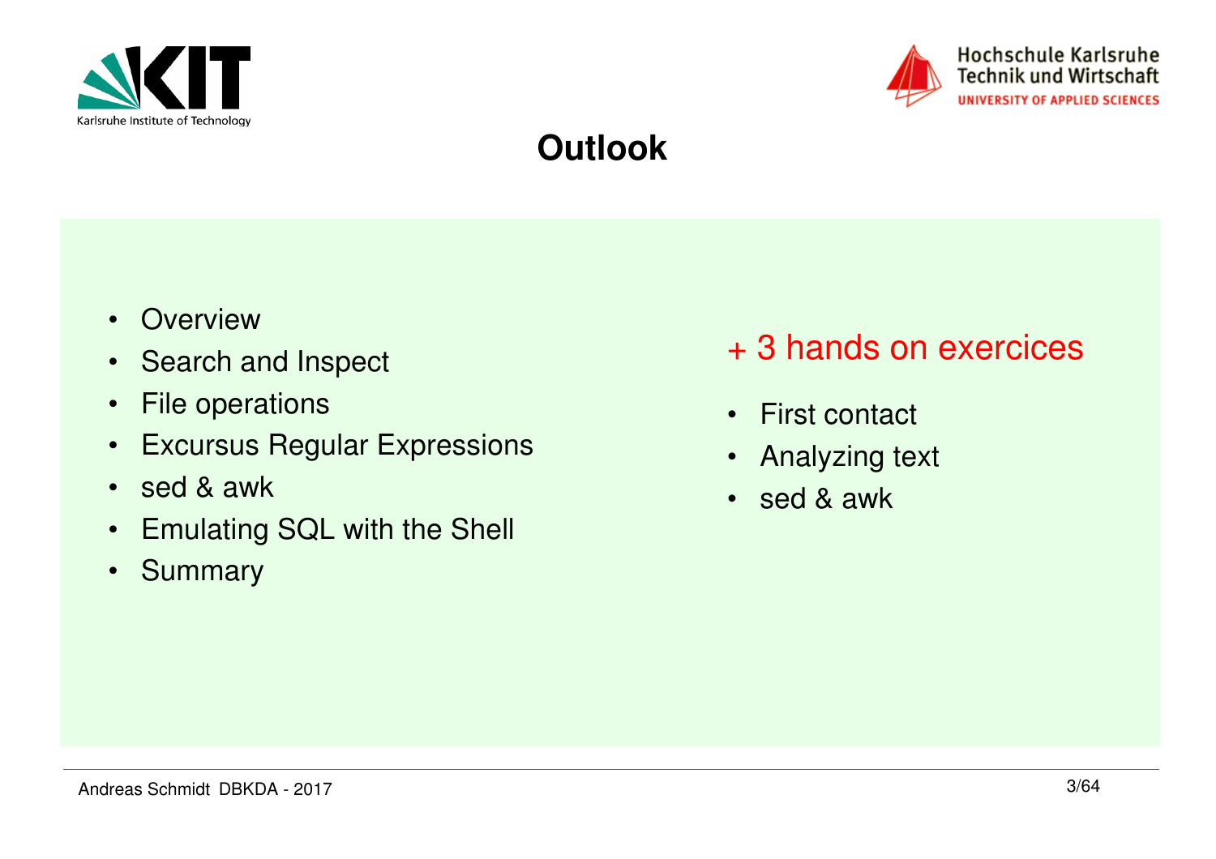# Outlook

- Overview
- Search and Inspect
- File operations
- Excursus Regular Expressions
- sed & awk
- Emulating SQL with the Shell
- Summary

+ 3 hands on exercices

- First contact
- Analyzing text
- sed & awk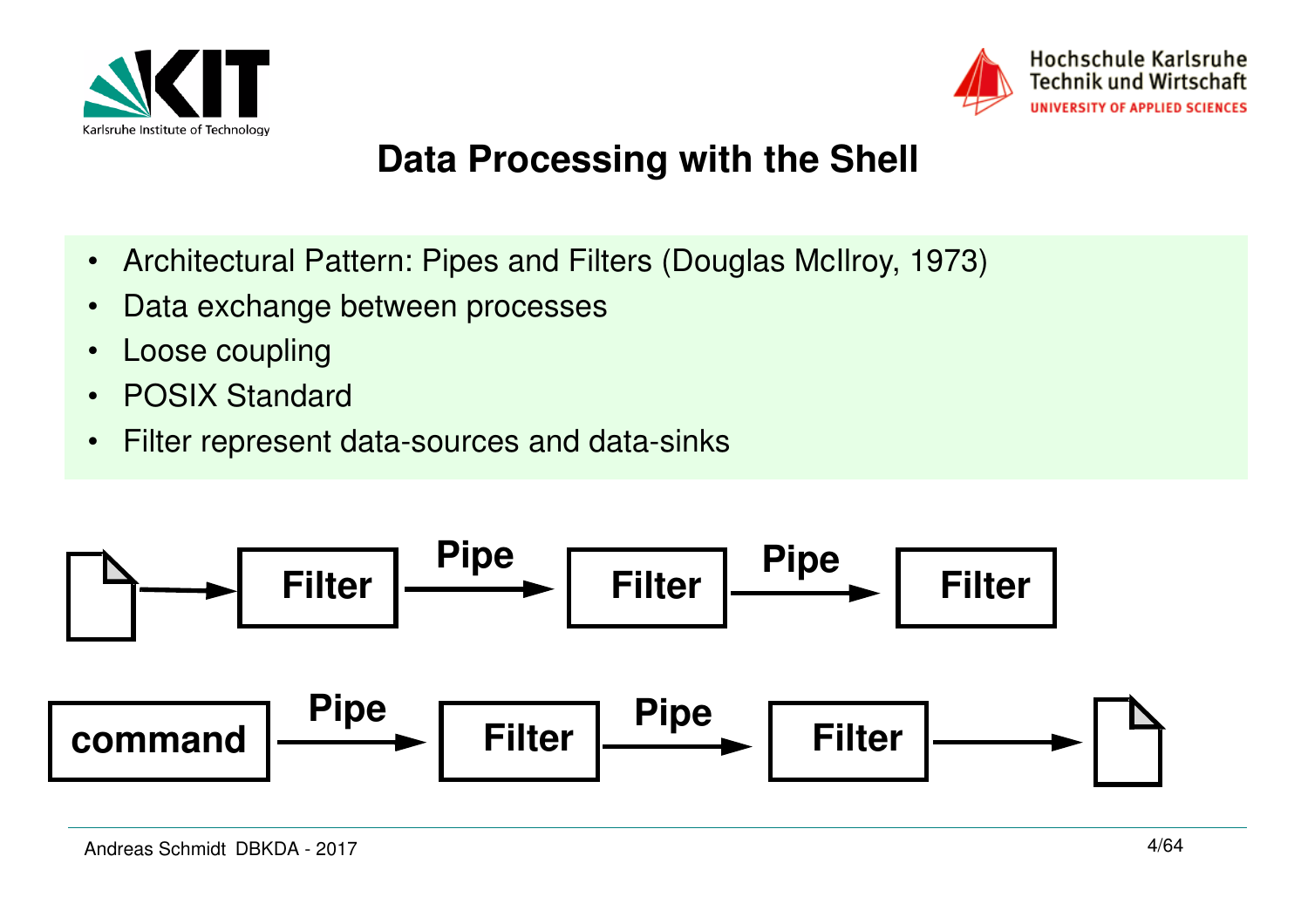# Data Processing with the Shell

- Architectural Pattern: Pipes and Filters (Douglas McIlroy, 1973)
- Data exchange between processes
- Loose coupling
- POSIX Standard
- Filter represent data-sources and data-sinks

Filter → Pipe → Filter → Pipe → Filter

command → Pipe → Filter → Pipe → Filter →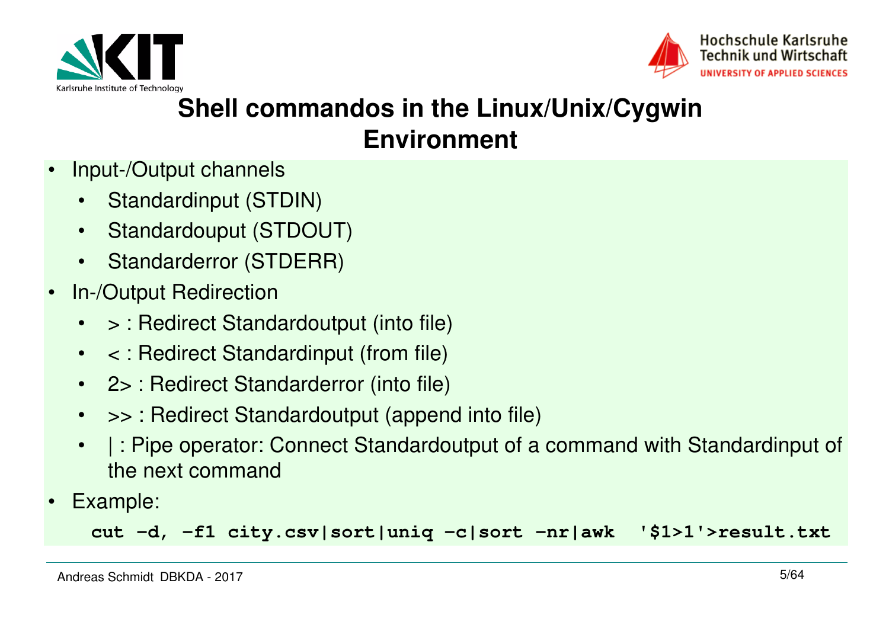# Shell commandos in the Linux/Unix/Cygwin Environment

- Input-/Output channels
  - Standardinput (STDIN)
  - Standardouput (STDOUT)
  - Standarderror (STDERR)
- In-/Output Redirection
  - > : Redirect Standardoutput (into file)
  - < : Redirect Standardinput (from file)
  - 2> : Redirect Standarderror (into file)
  - >> : Redirect Standardoutput (append into file)
  - | : Pipe operator: Connect Standardoutput of a command with Standardinput of the next command
- Example:

```
cut -d, -f1 city.csv|sort|uniq -c|sort -nr|awk  '$1>1'>result.txt
```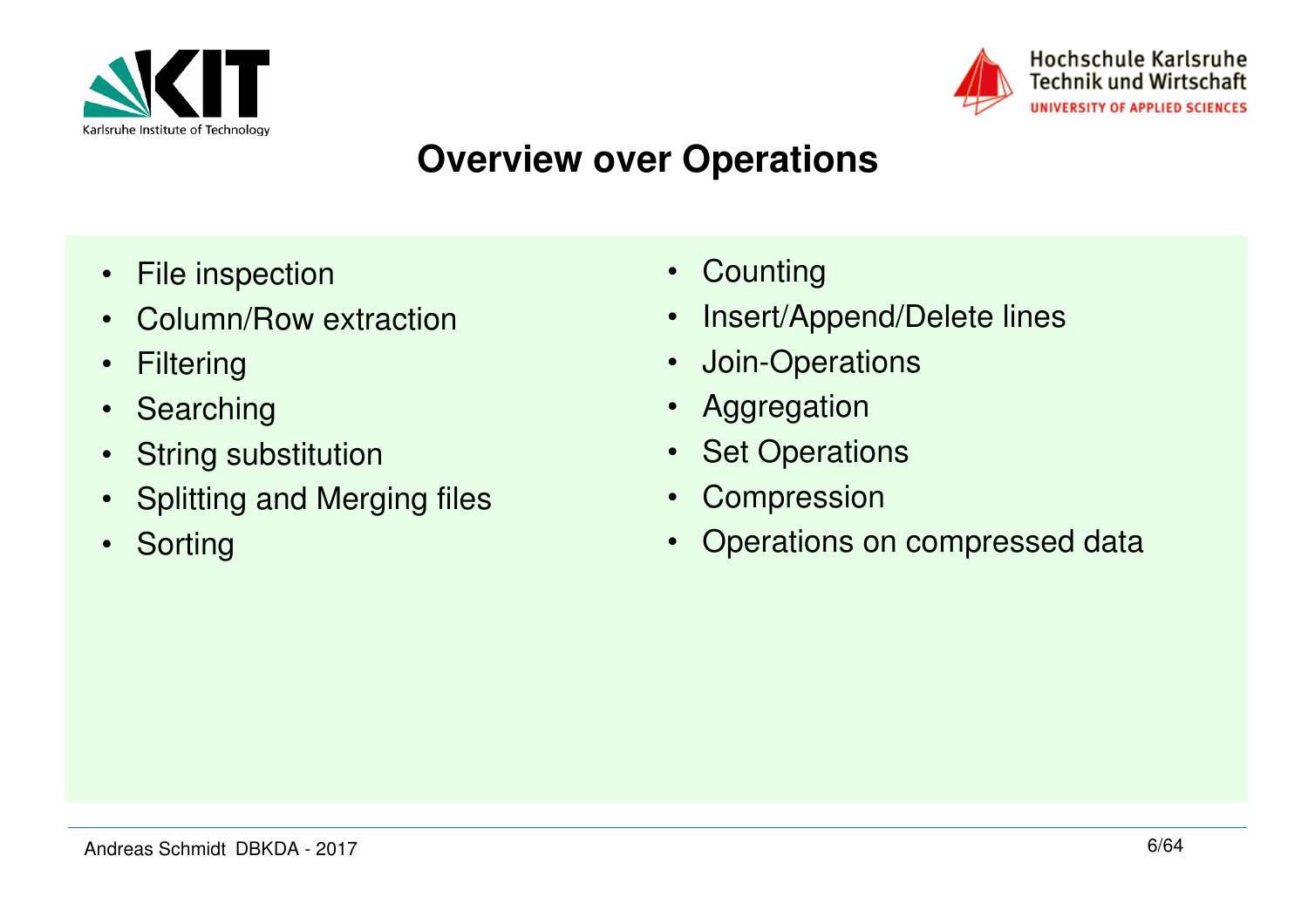# Overview over Operations

- File inspection
- Column/Row extraction
- Filtering
- Searching
- String substitution
- Splitting and Merging files
- Sorting
- Counting
- Insert/Append/Delete lines
- Join-Operations
- Aggregation
- Set Operations
- Compression
- Operations on compressed data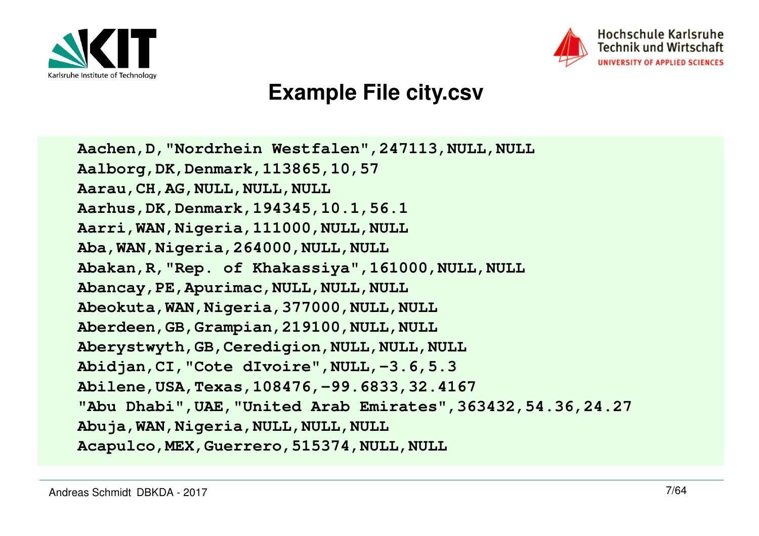# Example File city.csv

```
Aachen,D,"Nordrhein Westfalen",247113,NULL,NULL
Aalborg,DK,Denmark,113865,10,57
Aarau,CH,AG,NULL,NULL,NULL
Aarhus,DK,Denmark,194345,10.1,56.1
Aarri,WAN,Nigeria,111000,NULL,NULL
Aba,WAN,Nigeria,264000,NULL,NULL
Abakan,R,"Rep. of Khakassiya",161000,NULL,NULL
Abancay,PE,Apurimac,NULL,NULL,NULL
Abeokuta,WAN,Nigeria,377000,NULL,NULL
Aberdeen,GB,Grampian,219100,NULL,NULL
Aberystwyth,GB,Ceredigion,NULL,NULL,NULL
Abidjan,CI,"Cote dIvoire",NULL,-3.6,5.3
Abilene,USA,Texas,108476,-99.6833,32.4167
"Abu Dhabi",UAE,"United Arab Emirates",363432,54.36,24.27
Abuja,WAN,Nigeria,NULL,NULL,NULL
Acapulco,MEX,Guerrero,515374,NULL,NULL
```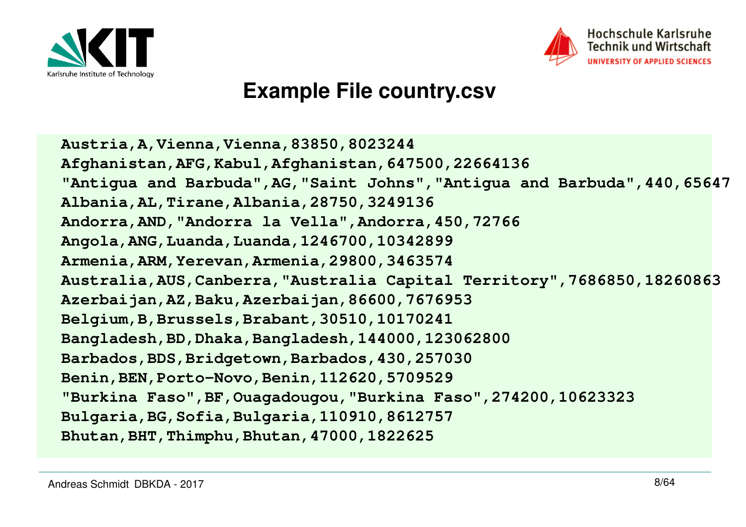# Example File country.csv

```
Austria,A,Vienna,Vienna,83850,8023244
Afghanistan,AFG,Kabul,Afghanistan,647500,22664136
"Antigua and Barbuda",AG,"Saint Johns","Antigua and Barbuda",440,65647
Albania,AL,Tirane,Albania,28750,3249136
Andorra,AND,"Andorra la Vella",Andorra,450,72766
Angola,ANG,Luanda,Luanda,1246700,10342899
Armenia,ARM,Yerevan,Armenia,29800,3463574
Australia,AUS,Canberra,"Australia Capital Territory",7686850,18260863
Azerbaijan,AZ,Baku,Azerbaijan,86600,7676953
Belgium,B,Brussels,Brabant,30510,10170241
Bangladesh,BD,Dhaka,Bangladesh,144000,123062800
Barbados,BDS,Bridgetown,Barbados,430,257030
Benin,BEN,Porto-Novo,Benin,112620,5709529
"Burkina Faso",BF,Ouagadougou,"Burkina Faso",274200,10623323
Bulgaria,BG,Sofia,Bulgaria,110910,8612757
Bhutan,BHT,Thimphu,Bhutan,47000,1822625
```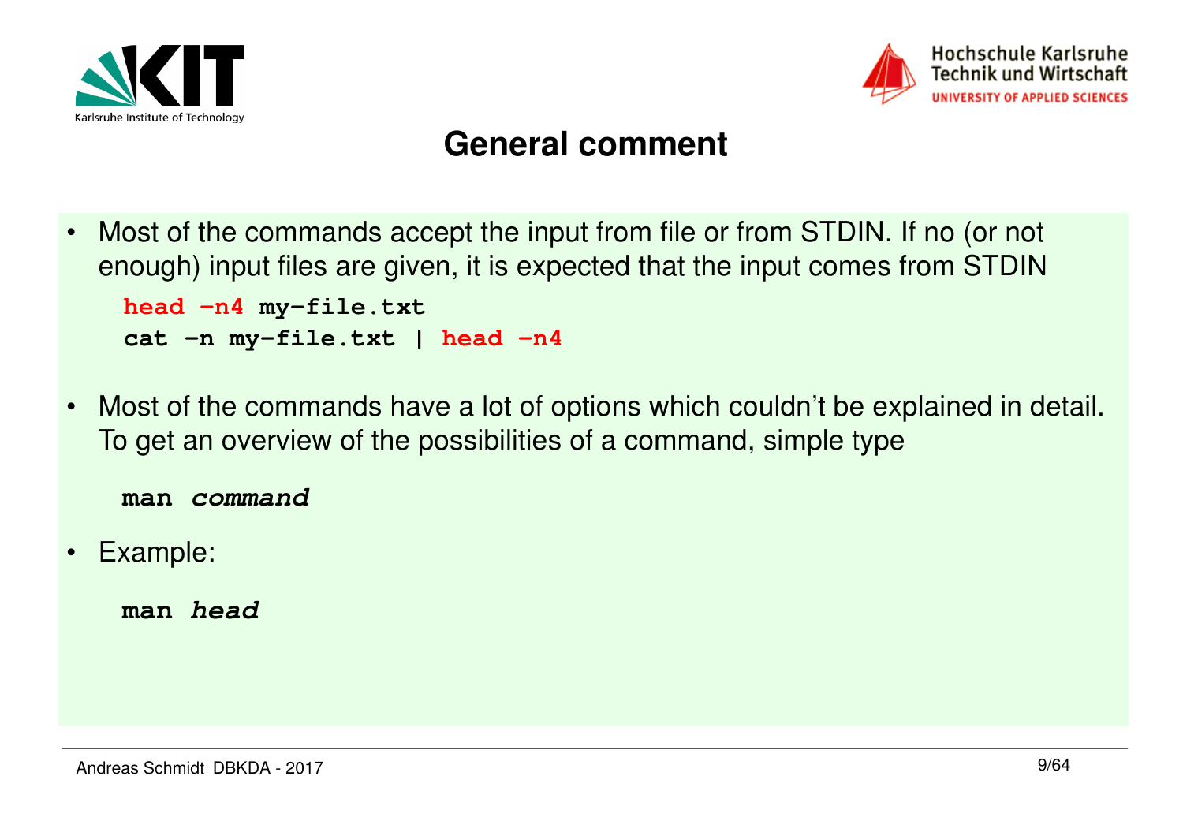# General comment

- Most of the commands accept the input from file or from STDIN. If no (or not enough) input files are given, it is expected that the input comes from STDIN

```
head -n4 my-file.txt
cat -n my-file.txt | head -n4
```

- Most of the commands have a lot of options which couldn't be explained in detail. To get an overview of the possibilities of a command, simple type

**man** ***command***

- Example:

**man** ***head***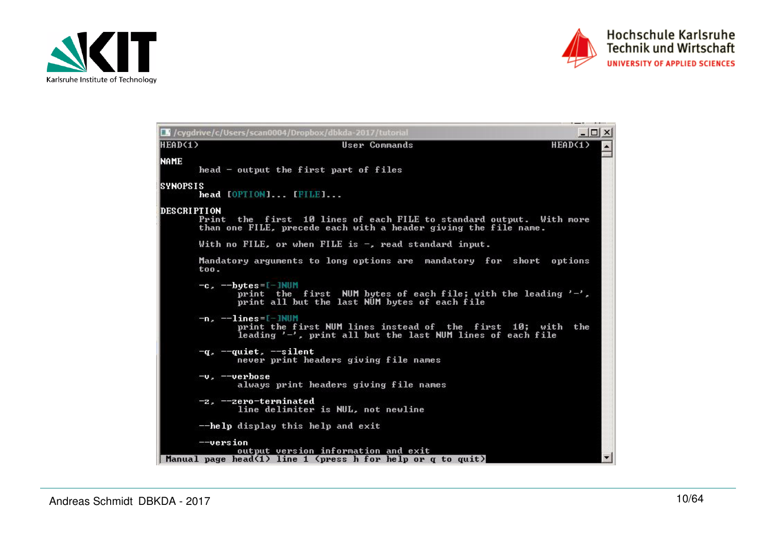```
/cygdrive/c/Users/scan0004/Dropbox/dbkda-2017/tutorial
HEAD(1)                          User Commands                          HEAD(1)

NAME
       head - output the first part of files

SYNOPSIS
       head [OPTION]... [FILE]...

DESCRIPTION
       Print  the  first  10 lines of each FILE to standard output.  With more
       than one FILE, precede each with a header giving the file name.

       With no FILE, or when FILE is -, read standard input.

       Mandatory arguments to long options are  mandatory  for  short  options
       too.

       -c, --bytes=[-]NUM
              print  the  first  NUM bytes of each file; with the leading '-',
              print all but the last NUM bytes of each file

       -n, --lines=[-]NUM
              print the first NUM lines instead of  the  first  10;  with  the
              leading '-', print all but the last NUM lines of each file

       -q, --quiet, --silent
              never print headers giving file names

       -v, --verbose
              always print headers giving file names

       -z, --zero-terminated
              line delimiter is NUL, not newline

       --help display this help and exit

       --version
              output version information and exit
 Manual page head(1) line 1 (press h for help or q to quit)
```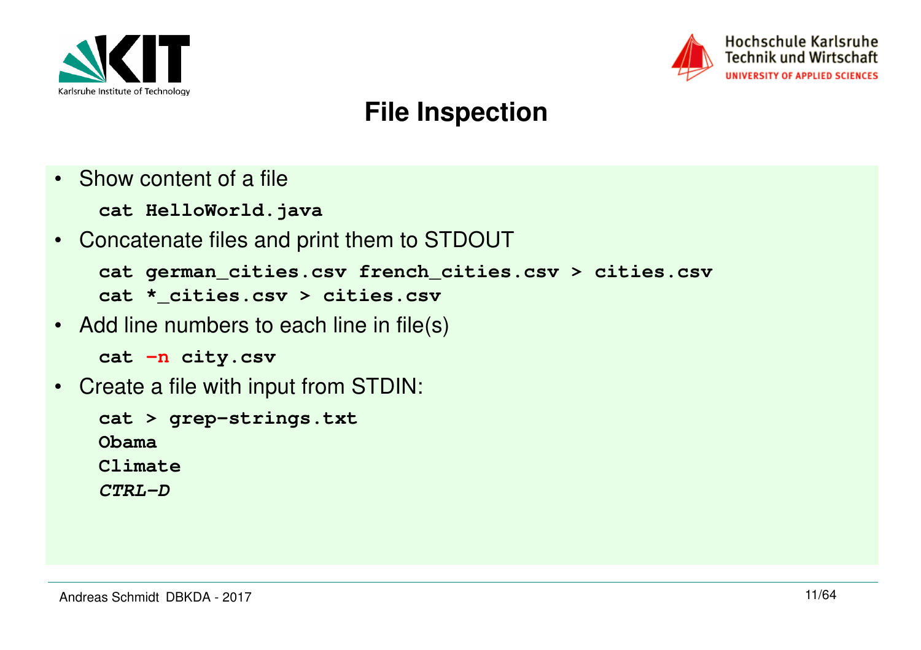# File Inspection

- Show content of a file

```
cat HelloWorld.java
```

- Concatenate files and print them to STDOUT

```
cat german_cities.csv french_cities.csv > cities.csv
cat *_cities.csv > cities.csv
```

- Add line numbers to each line in file(s)

```
cat -n city.csv
```

- Create a file with input from STDIN:

```
cat > grep-strings.txt
Obama
Climate
CTRL-D
```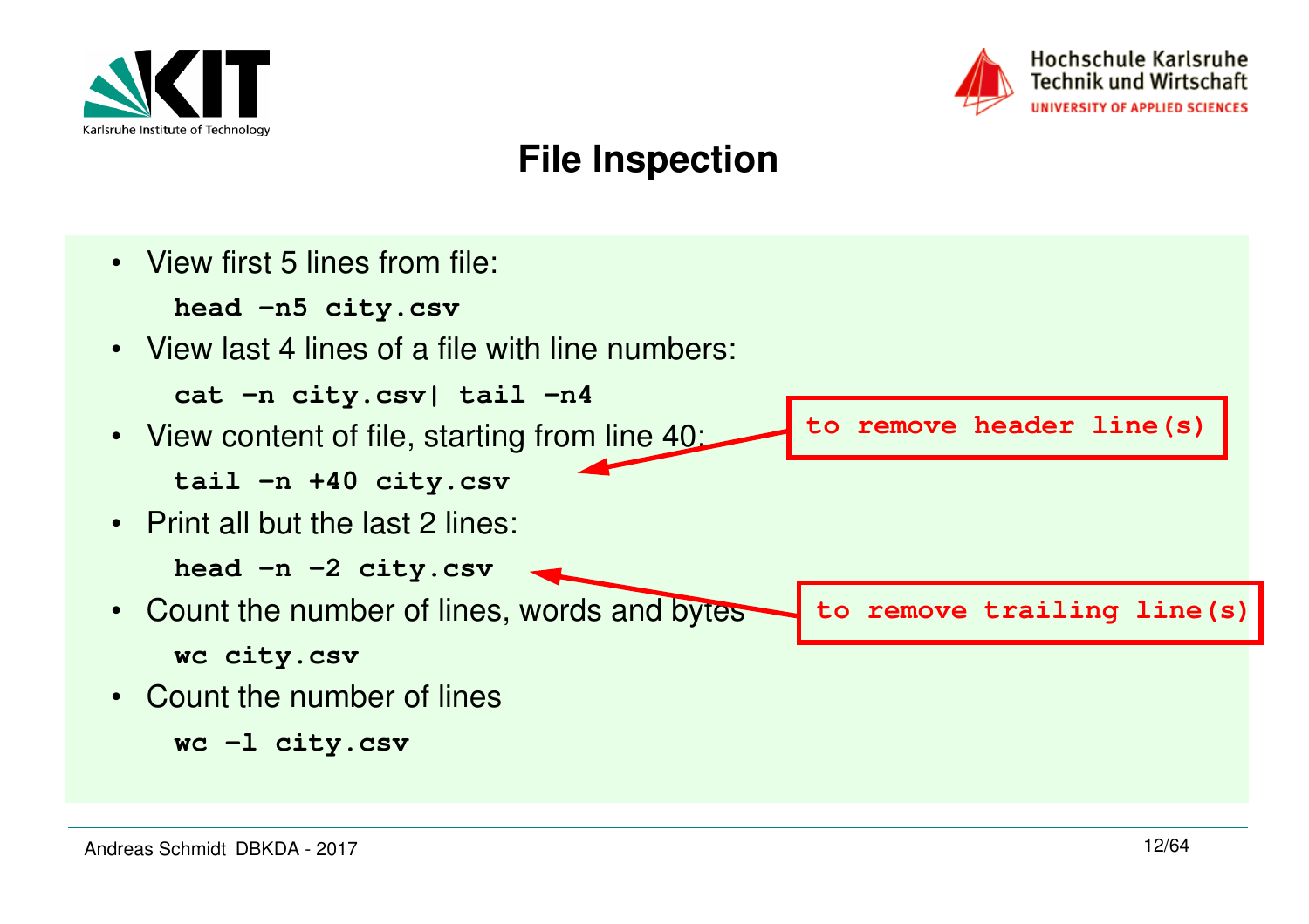# File Inspection

- View first 5 lines from file:

  ```
  head -n5 city.csv
  ```

- View last 4 lines of a file with line numbers:

  ```
  cat -n city.csv| tail -n4
  ```

- View content of file, starting from line 40:

  ```
  tail -n +40 city.csv
  ```

  to remove header line(s)

- Print all but the last 2 lines:

  ```
  head -n -2 city.csv
  ```

  to remove trailing line(s)

- Count the number of lines, words and bytes

  ```
  wc city.csv
  ```

- Count the number of lines

  ```
  wc -l city.csv
  ```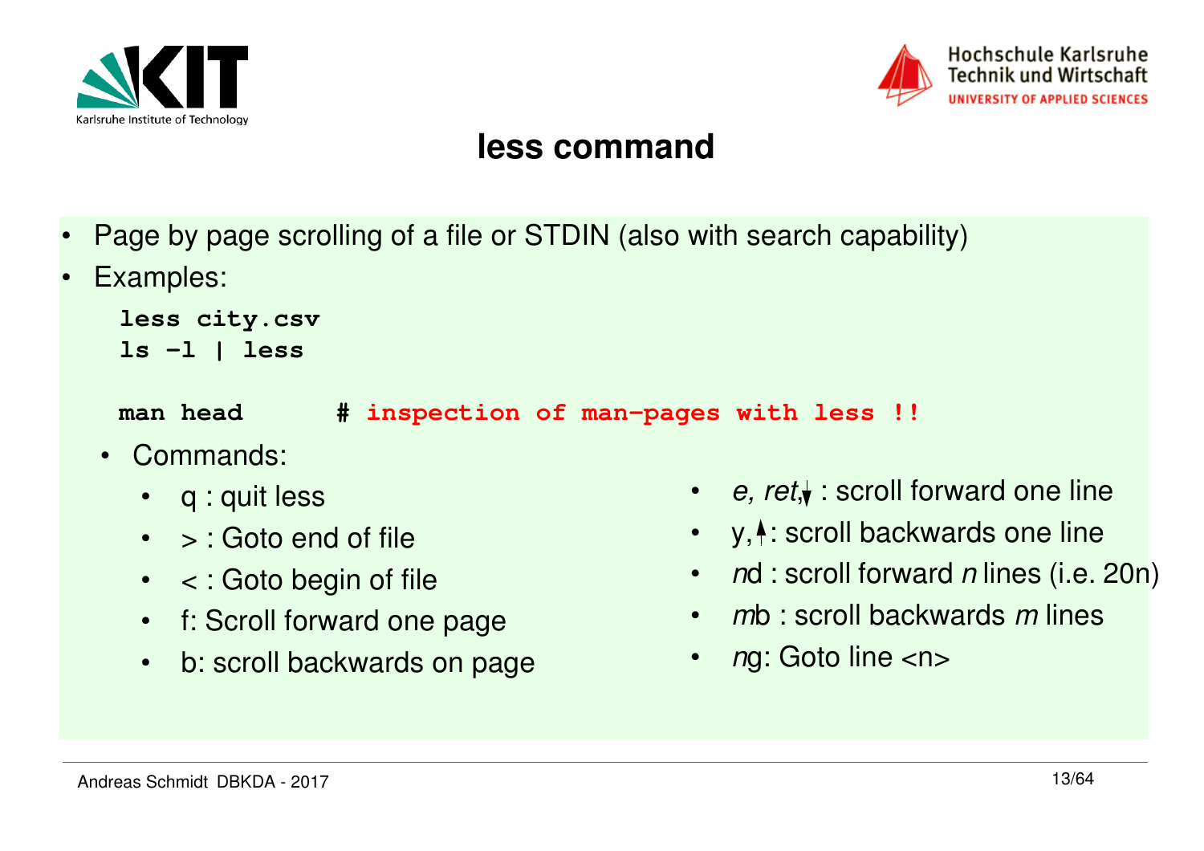# less command

- Page by page scrolling of a file or STDIN (also with search capability)
- Examples:

```
less city.csv
ls -l | less

man head       # inspection of man-pages with less !!
```

- Commands:
  - q : quit less
  - > : Goto end of file
  - < : Goto begin of file
  - f: Scroll forward one page
  - b: scroll backwards on page
  - *e, ret*,↓ : scroll forward one line
  - y,↑: scroll backwards one line
  - *n*d : scroll forward *n* lines (i.e. 20n)
  - *m*b : scroll backwards *m* lines
  - *n*g: Goto line <n>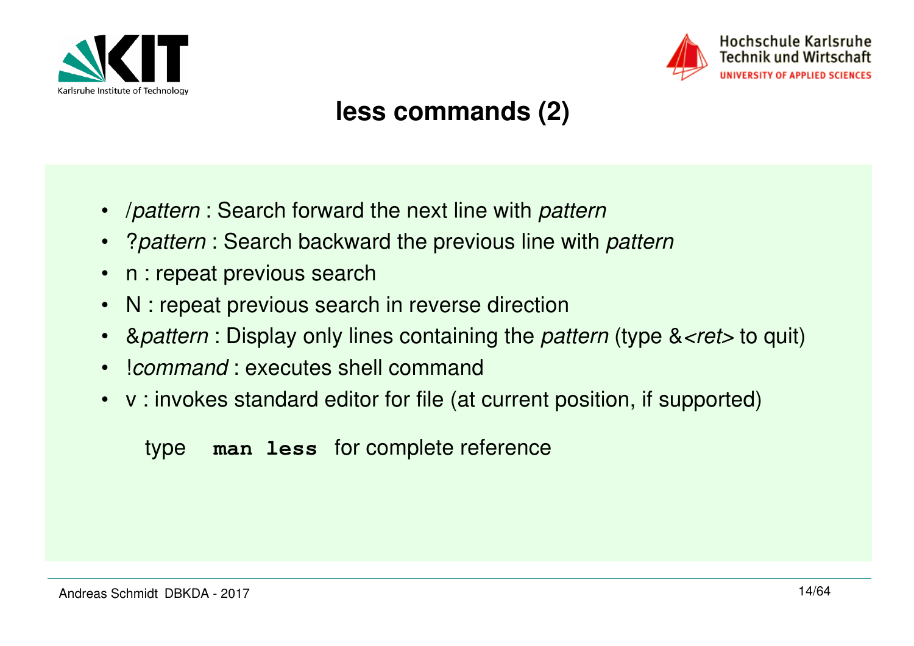# less commands (2)

- /*pattern* : Search forward the next line with *pattern*
- ?*pattern* : Search backward the previous line with *pattern*
- n : repeat previous search
- N : repeat previous search in reverse direction
- &*pattern* : Display only lines containing the *pattern* (type &*<ret>* to quit)
- !*command* : executes shell command
- v : invokes standard editor for file (at current position, if supported)

type **`man less`** for complete reference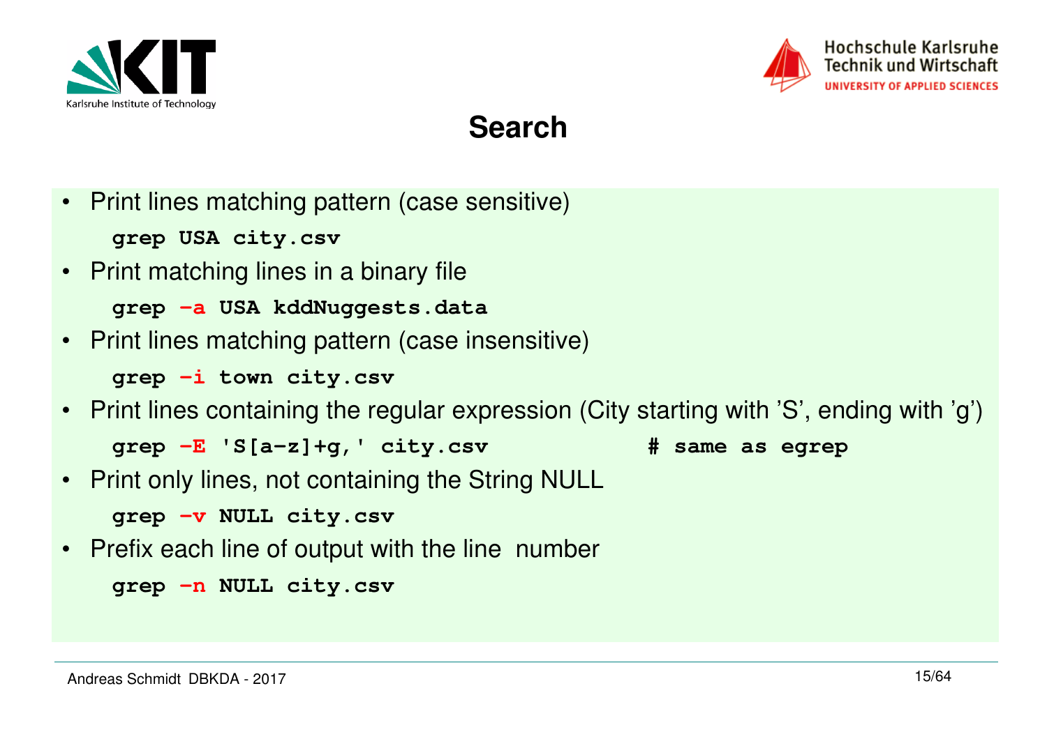# Search

- Print lines matching pattern (case sensitive)

```
grep USA city.csv
```

- Print matching lines in a binary file

```
grep -a USA kddNuggests.data
```

- Print lines matching pattern (case insensitive)

```
grep -i town city.csv
```

- Print lines containing the regular expression (City starting with 'S', ending with 'g')

```
grep -E 'S[a-z]+g,' city.csv              # same as egrep
```

- Print only lines, not containing the String NULL

```
grep -v NULL city.csv
```

- Prefix each line of output with the line number

```
grep -n NULL city.csv
```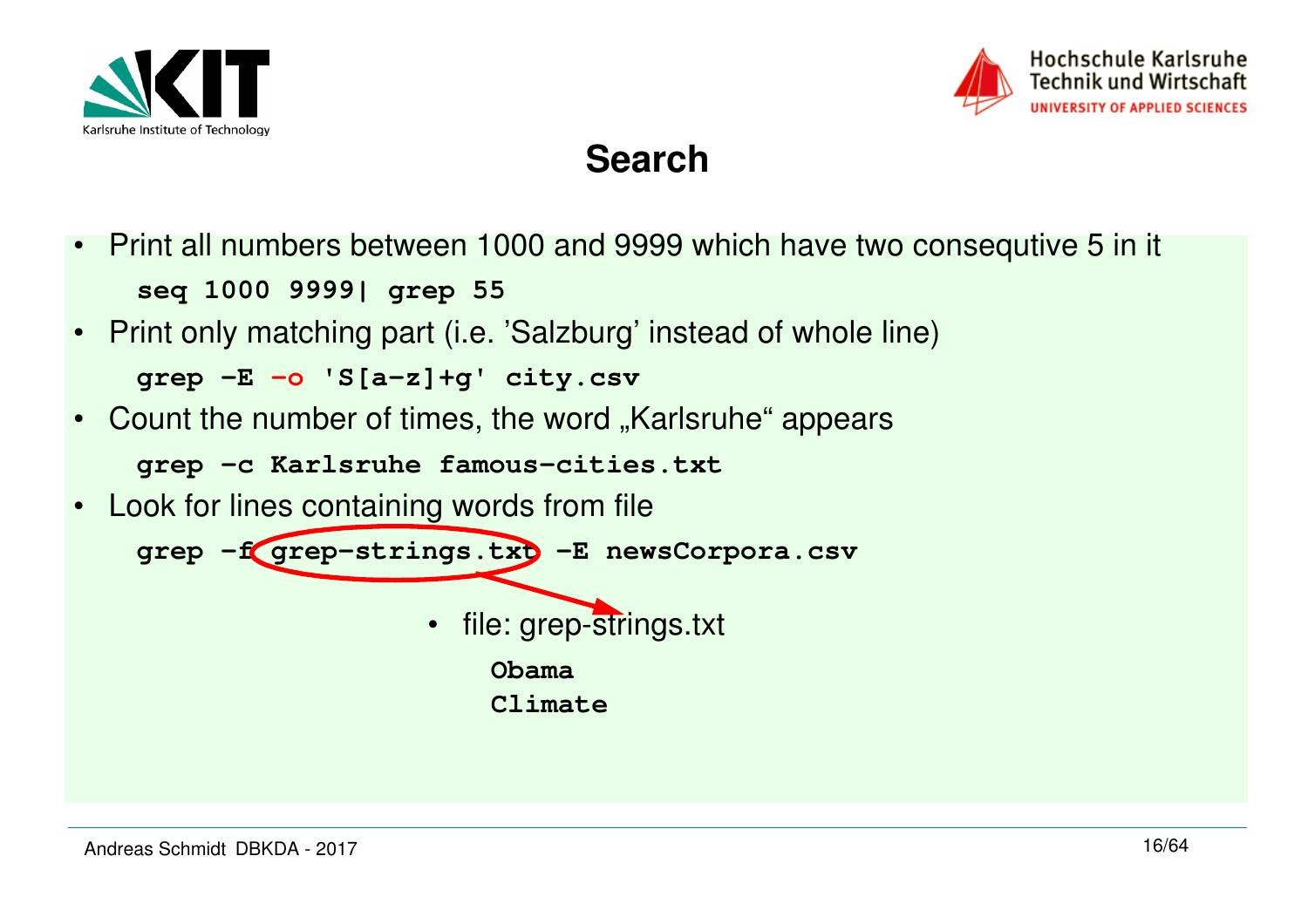# Search

- Print all numbers between 1000 and 9999 which have two consequtive 5 in it

```
seq 1000 9999| grep 55
```

- Print only matching part (i.e. 'Salzburg' instead of whole line)

```
grep -E -o 'S[a-z]+g' city.csv
```

- Count the number of times, the word „Karlsruhe" appears

```
grep -c Karlsruhe famous-cities.txt
```

- Look for lines containing words from file

```
grep -f grep-strings.txt -E newsCorpora.csv
```

  - file: grep-strings.txt

```
Obama
Climate
```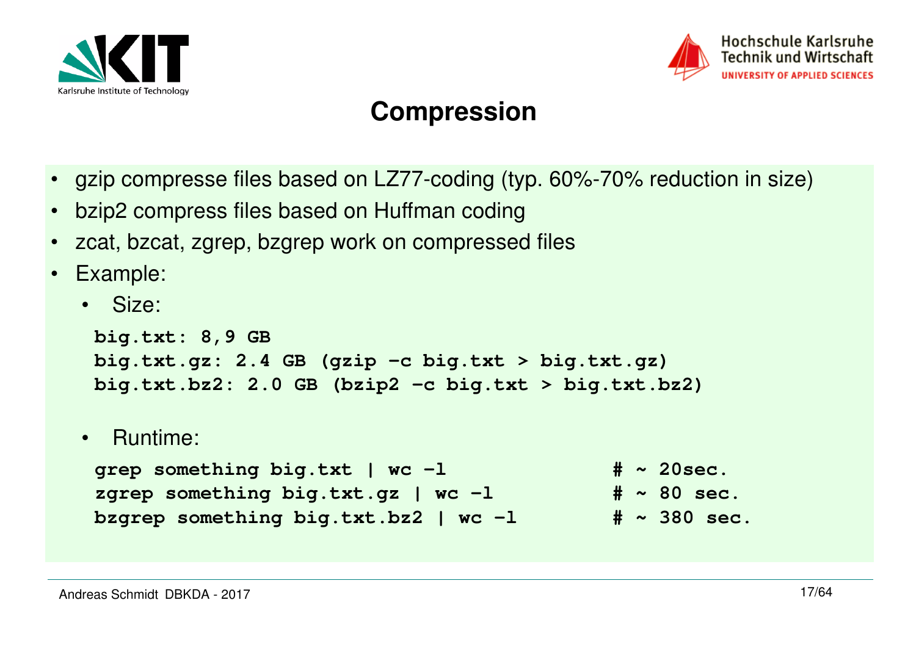# Compression

- gzip compresse files based on LZ77-coding (typ. 60%-70% reduction in size)
- bzip2 compress files based on Huffman coding
- zcat, bzcat, zgrep, bzgrep work on compressed files
- Example:
  - Size:

```
big.txt: 8,9 GB
big.txt.gz: 2.4 GB (gzip -c big.txt > big.txt.gz)
big.txt.bz2: 2.0 GB (bzip2 -c big.txt > big.txt.bz2)
```

  - Runtime:

```
grep something big.txt | wc -l              # ~ 20sec.
zgrep something big.txt.gz | wc -l          # ~ 80 sec.
bzgrep something big.txt.bz2 | wc -l        # ~ 380 sec.
```

Andreas Schmidt DBKDA - 2017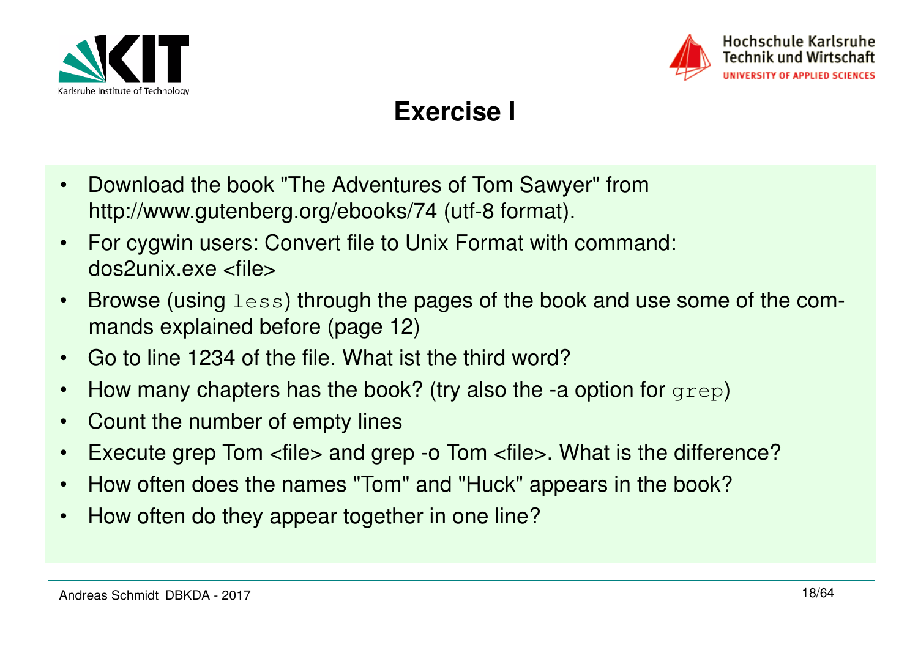# Exercise I

- Download the book "The Adventures of Tom Sawyer" from http://www.gutenberg.org/ebooks/74 (utf-8 format).
- For cygwin users: Convert file to Unix Format with command: dos2unix.exe <file>
- Browse (using `less`) through the pages of the book and use some of the commands explained before (page 12)
- Go to line 1234 of the file. What ist the third word?
- How many chapters has the book? (try also the -a option for `grep`)
- Count the number of empty lines
- Execute grep Tom <file> and grep -o Tom <file>. What is the difference?
- How often does the names "Tom" and "Huck" appears in the book?
- How often do they appear together in one line?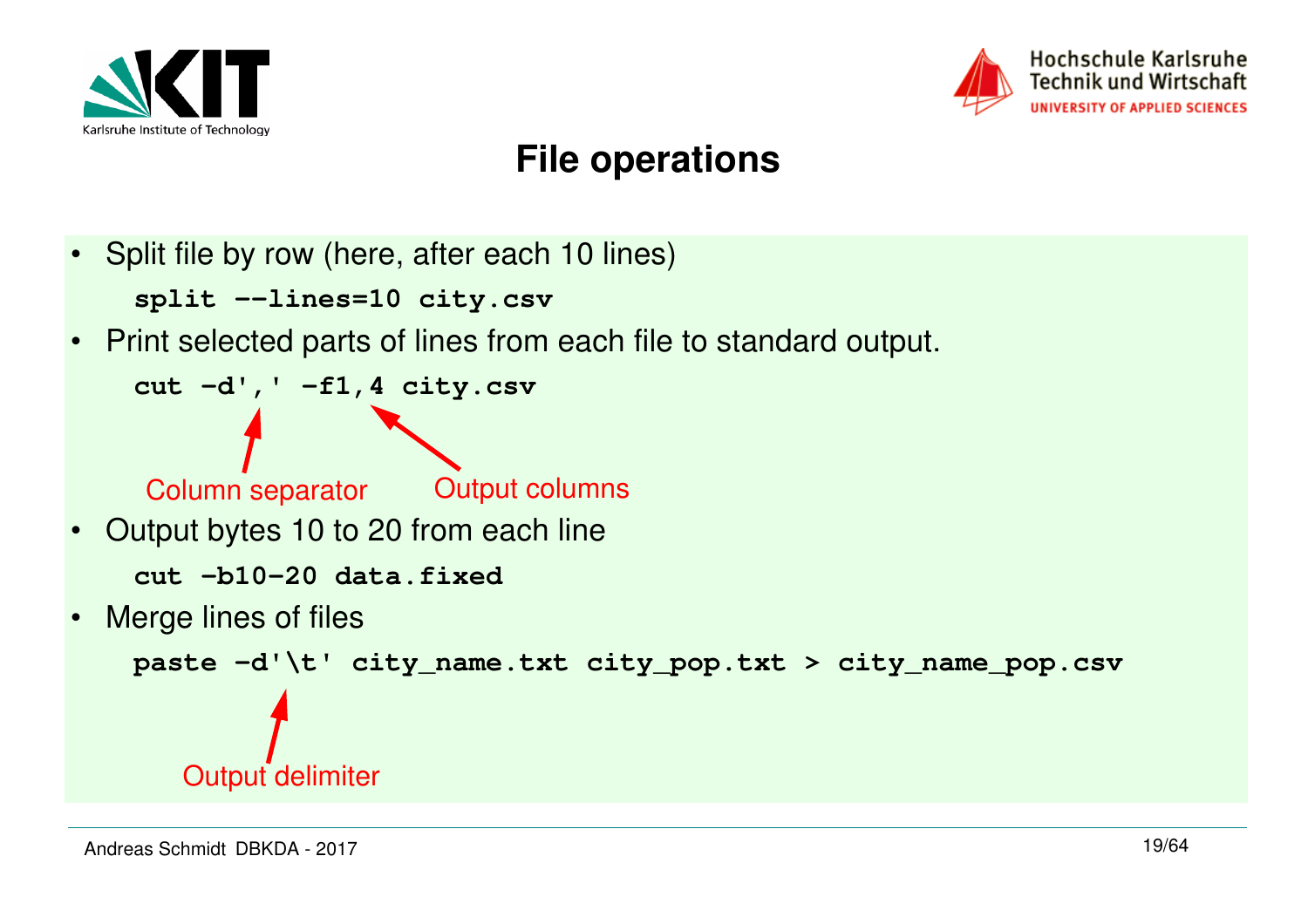# File operations

- Split file by row (here, after each 10 lines)

```
split --lines=10 city.csv
```

- Print selected parts of lines from each file to standard output.

```
cut -d',' -f1,4 city.csv
```

Column separator → `','`; Output columns → `1,4`

- Output bytes 10 to 20 from each line

```
cut -b10-20 data.fixed
```

- Merge lines of files

```
paste -d'\t' city_name.txt city_pop.txt > city_name_pop.csv
```

Output delimiter → `'\t'`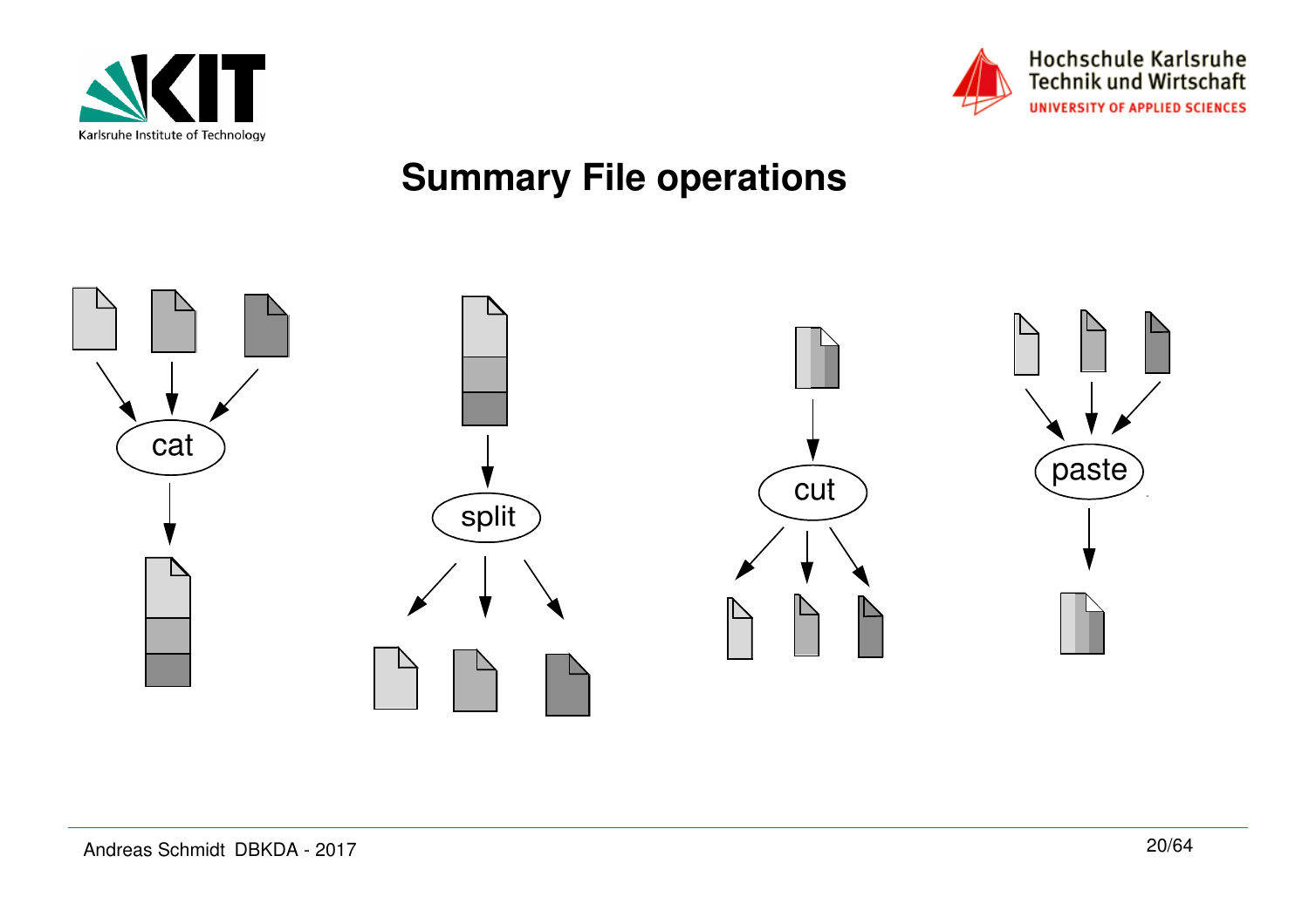# Summary File operations

cat

split

cut

paste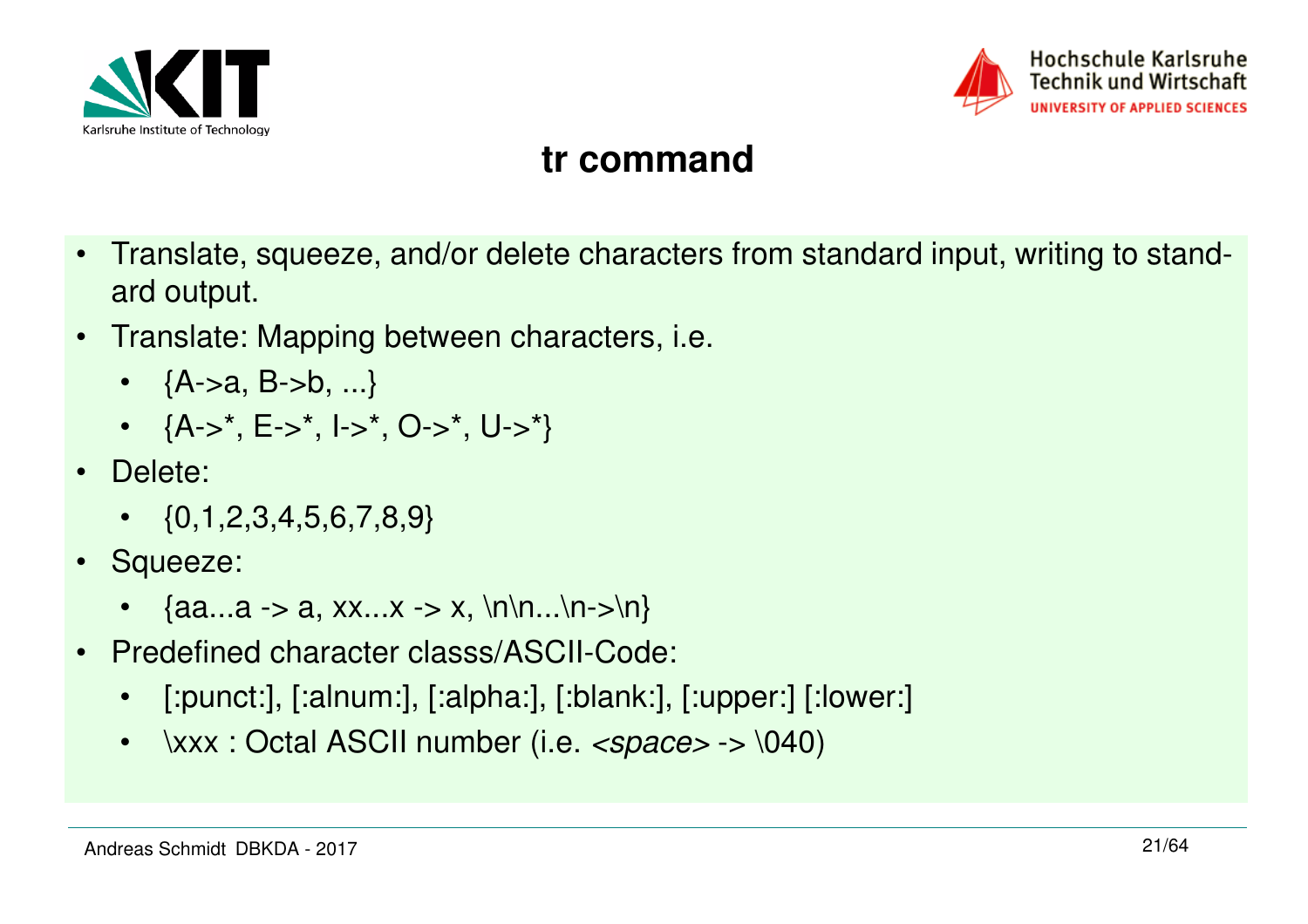# tr command

- Translate, squeeze, and/or delete characters from standard input, writing to standard output.
- Translate: Mapping between characters, i.e.
  - {A->a, B->b, ...}
  - {A->*, E->*, I->*, O->*, U->*}
- Delete:
  - {0,1,2,3,4,5,6,7,8,9}
- Squeeze:
  - {aa...a -> a, xx...x -> x, \n\n...\n->\n}
- Predefined character classs/ASCII-Code:
  - [:punct:], [:alnum:], [:alpha:], [:blank:], [:upper:] [:lower:]
  - \xxx : Octal ASCII number (i.e. *<space>* -> \040)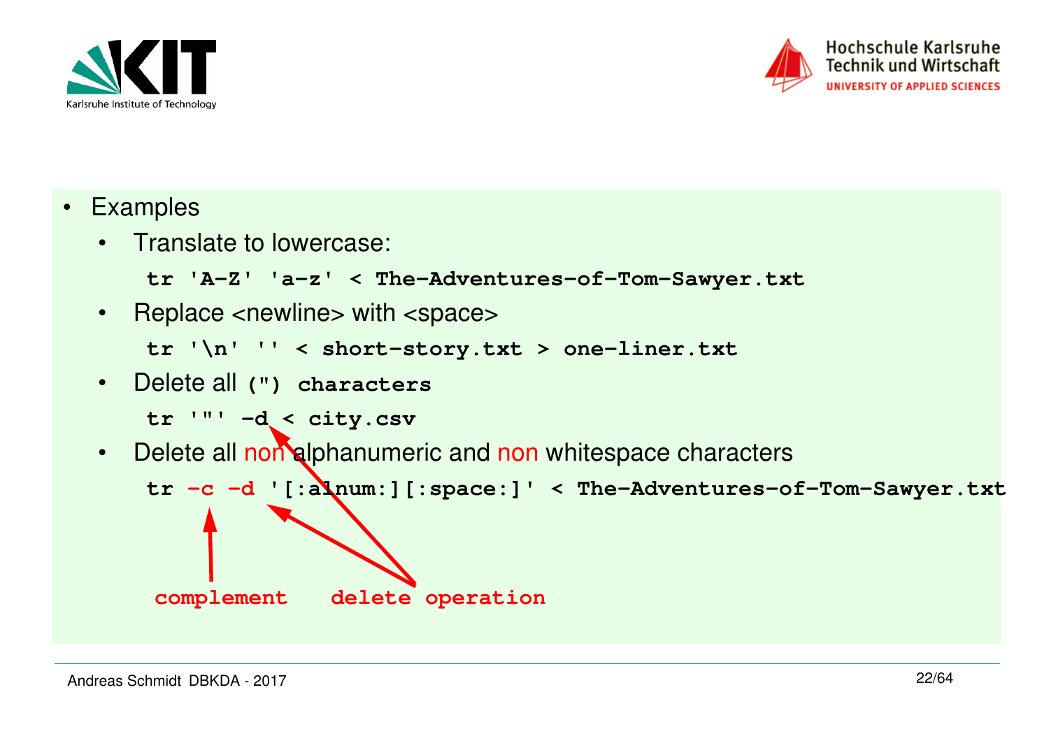- Examples
  - Translate to lowercase:

    ```
    tr 'A-Z' 'a-z' < The-Adventures-of-Tom-Sawyer.txt
    ```

  - Replace <newline> with <space>

    ```
    tr '\n' '' < short-story.txt > one-liner.txt
    ```

  - Delete all `(") characters`

    ```
    tr '"' -d < city.csv
    ```

  - Delete all non alphanumeric and non whitespace characters

    ```
    tr -c -d '[:alnum:][:space:]' < The-Adventures-of-Tom-Sawyer.txt
    ```

    `-c`: complement; `-d`: delete operation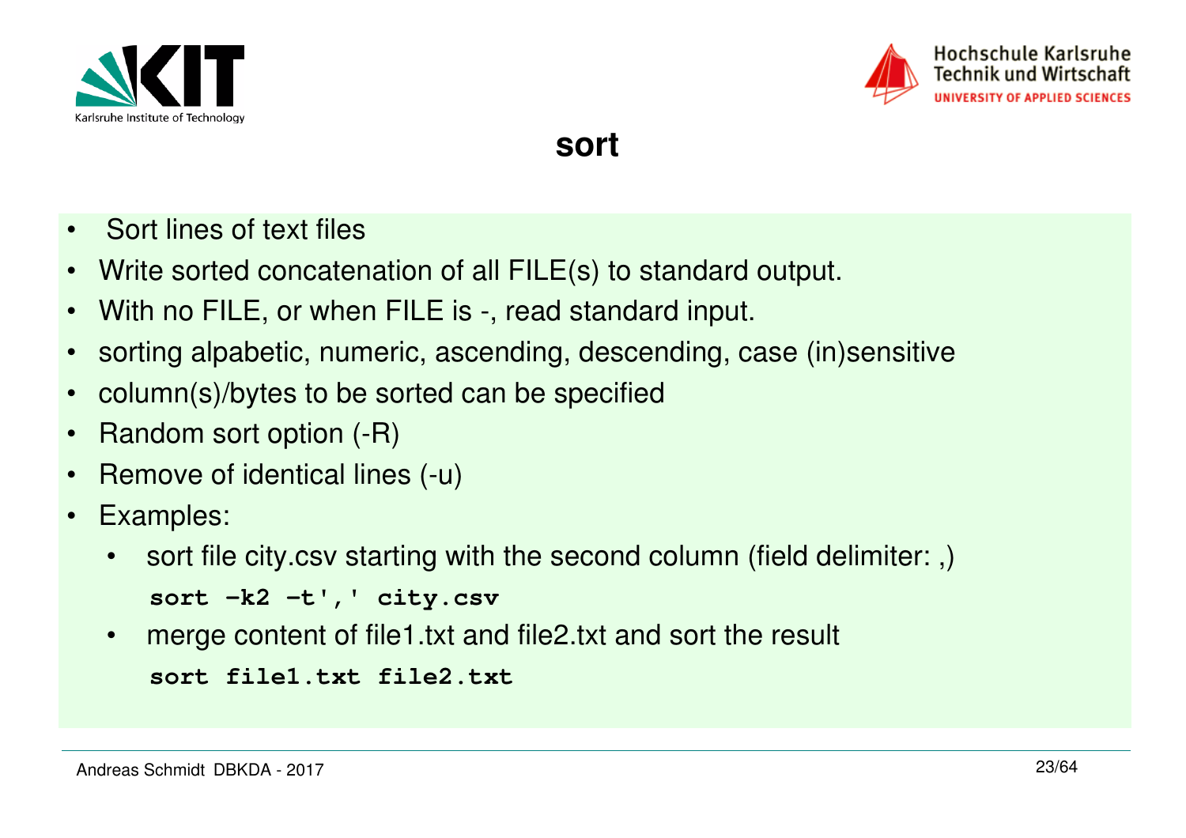# sort

- Sort lines of text files
- Write sorted concatenation of all FILE(s) to standard output.
- With no FILE, or when FILE is -, read standard input.
- sorting alpabetic, numeric, ascending, descending, case (in)sensitive
- column(s)/bytes to be sorted can be specified
- Random sort option (-R)
- Remove of identical lines (-u)
- Examples:
  - sort file city.csv starting with the second column (field delimiter: ,)

    ```
    sort -k2 -t',' city.csv
    ```

  - merge content of file1.txt and file2.txt and sort the result

    ```
    sort file1.txt file2.txt
    ```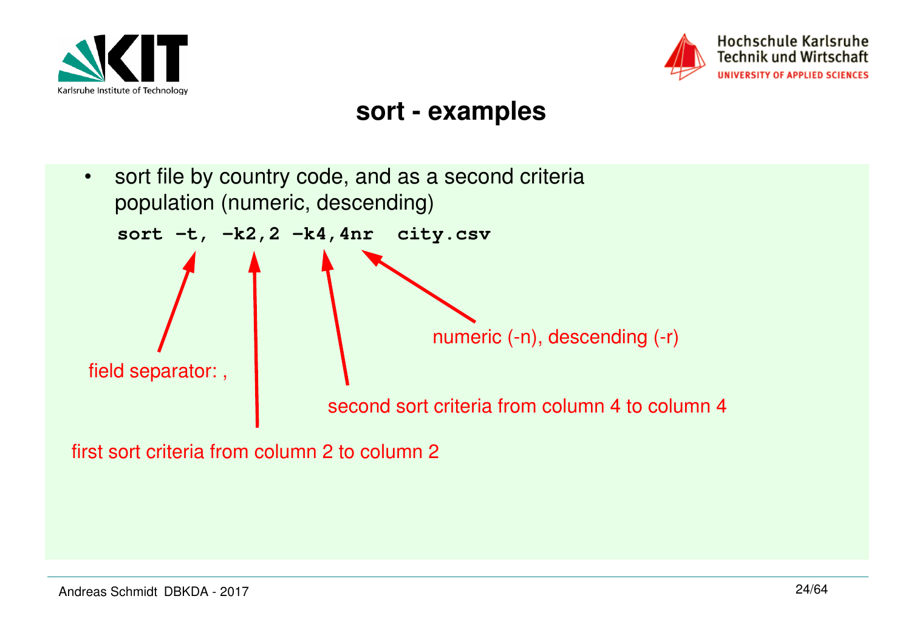# sort - examples

- sort file by country code, and as a second criteria population (numeric, descending)

```
sort -t, -k2,2 -k4,4nr  city.csv
```

field separator: ,

first sort criteria from column 2 to column 2

second sort criteria from column 4 to column 4

numeric (-n), descending (-r)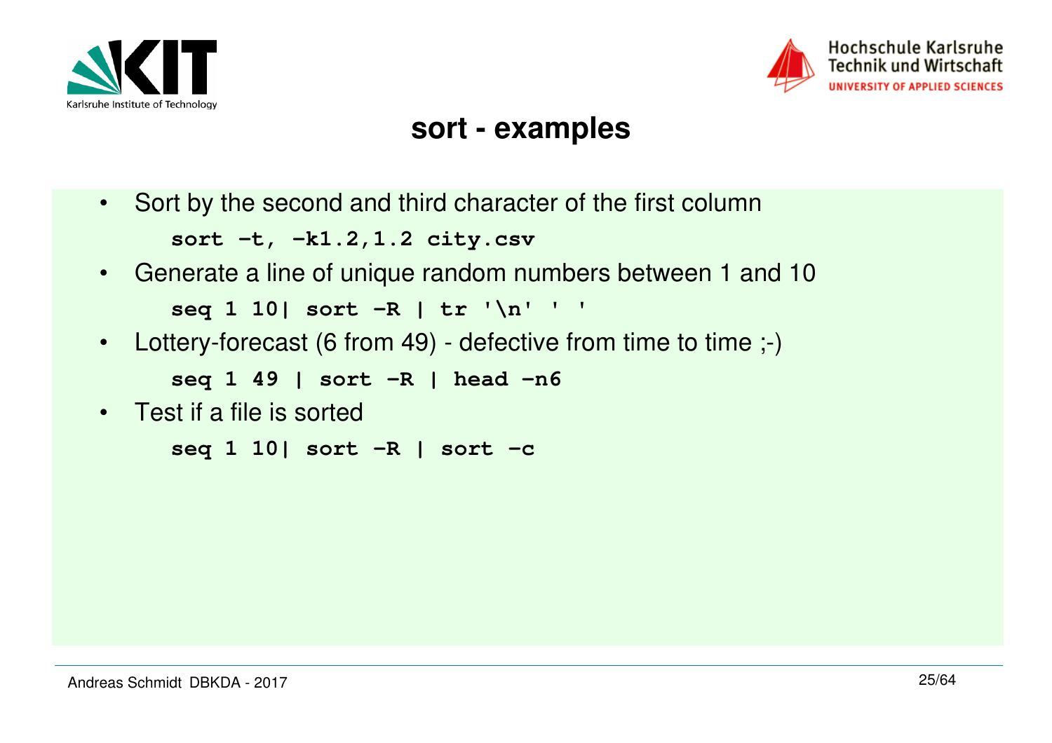# sort - examples

- Sort by the second and third character of the first column

```
sort -t, -k1.2,1.2 city.csv
```

- Generate a line of unique random numbers between 1 and 10

```
seq 1 10| sort -R | tr '\n' ' '
```

- Lottery-forecast (6 from 49) - defective from time to time ;-)

```
seq 1 49 | sort -R | head -n6
```

- Test if a file is sorted

```
seq 1 10| sort -R | sort -c
```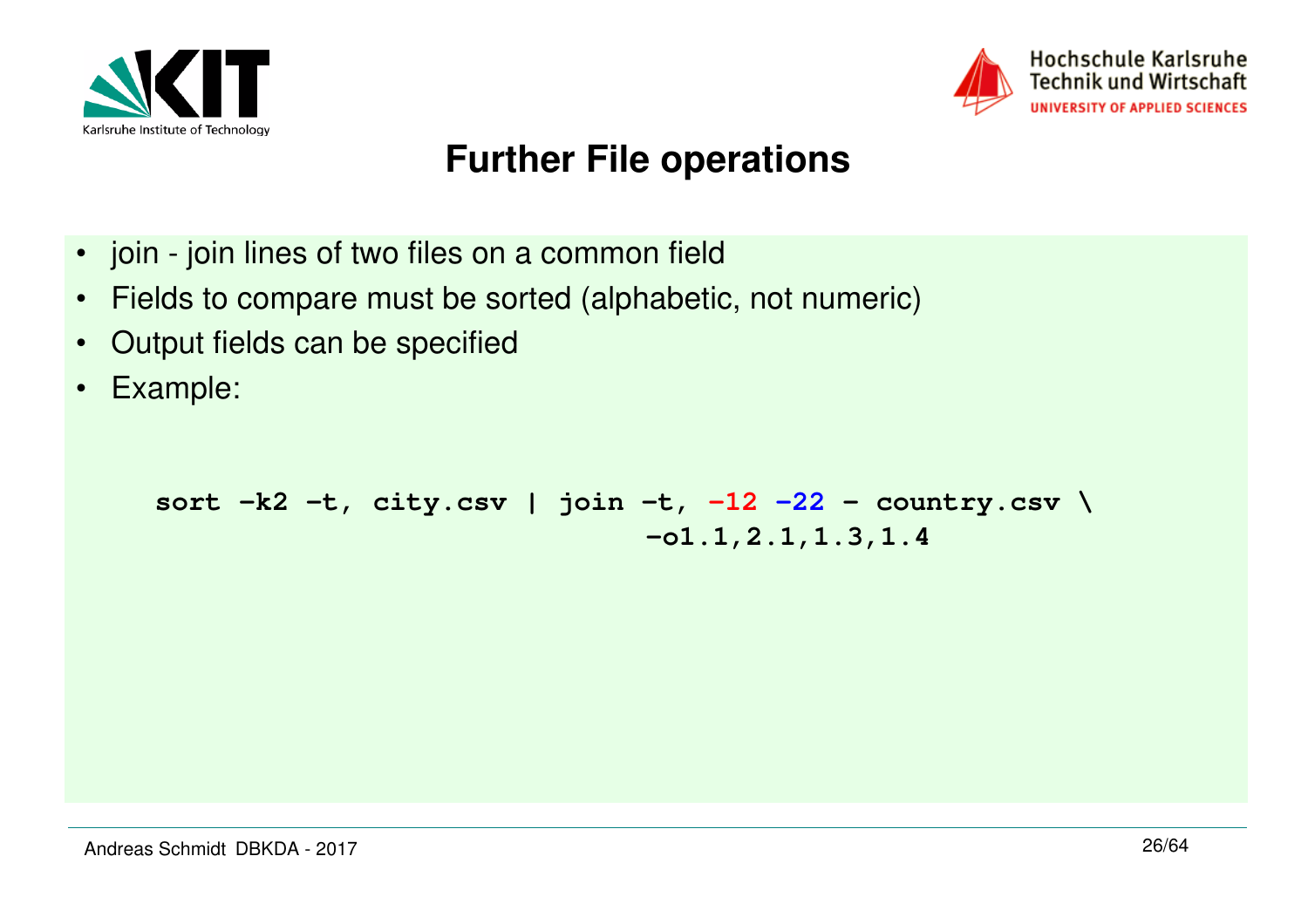# Further File operations

- join - join lines of two files on a common field
- Fields to compare must be sorted (alphabetic, not numeric)
- Output fields can be specified
- Example:

```
sort -k2 -t, city.csv | join -t, -12 -22 - country.csv \
                                  -o1.1,2.1,1.3,1.4
```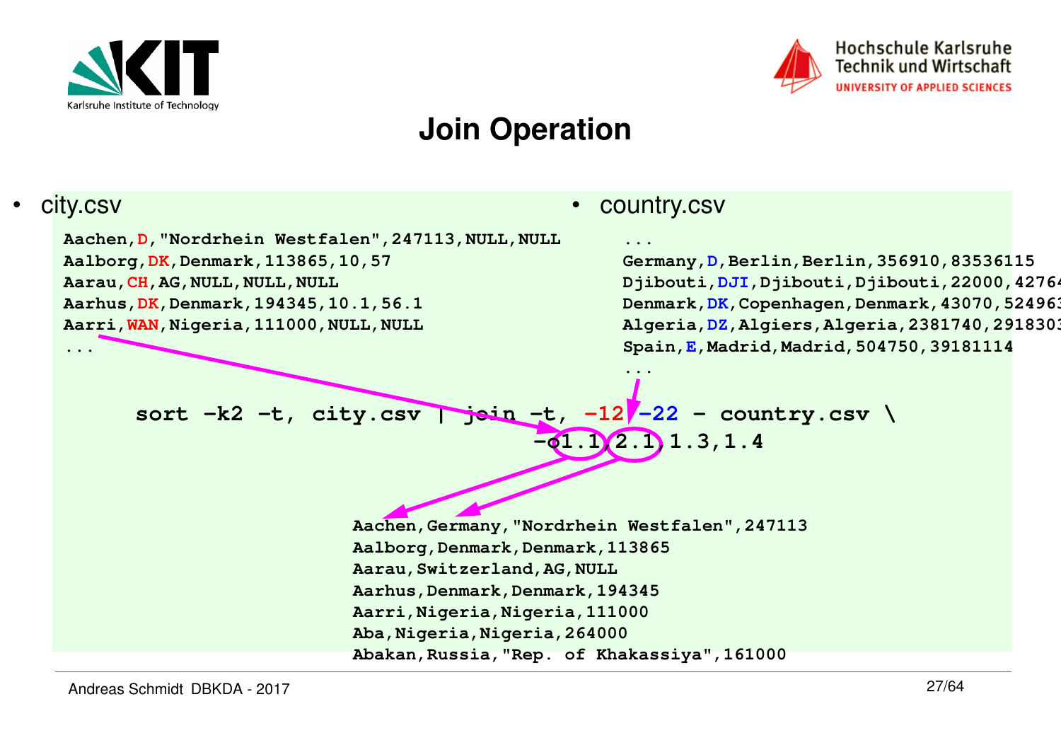# Join Operation

- city.csv

```
Aachen,D,"Nordrhein Westfalen",247113,NULL,NULL
Aalborg,DK,Denmark,113865,10,57
Aarau,CH,AG,NULL,NULL,NULL
Aarhus,DK,Denmark,194345,10.1,56.1
Aarri,WAN,Nigeria,111000,NULL,NULL
...
```

- country.csv

```
...
Germany,D,Berlin,Berlin,356910,83536115
Djibouti,DJI,Djibouti,Djibouti,22000,42764
Denmark,DK,Copenhagen,Denmark,43070,524963
Algeria,DZ,Algiers,Algeria,2381740,2918303
Spain,E,Madrid,Madrid,504750,39181114
...
```

```
sort -k2 -t, city.csv | join -t, -12 -22 - country.csv \
    -o1.1,2.1,1.3,1.4
```

```
Aachen,Germany,"Nordrhein Westfalen",247113
Aalborg,Denmark,Denmark,113865
Aarau,Switzerland,AG,NULL
Aarhus,Denmark,Denmark,194345
Aarri,Nigeria,Nigeria,111000
Aba,Nigeria,Nigeria,264000
Abakan,Russia,"Rep. of Khakassiya",161000
```

Andreas Schmidt DBKDA - 2017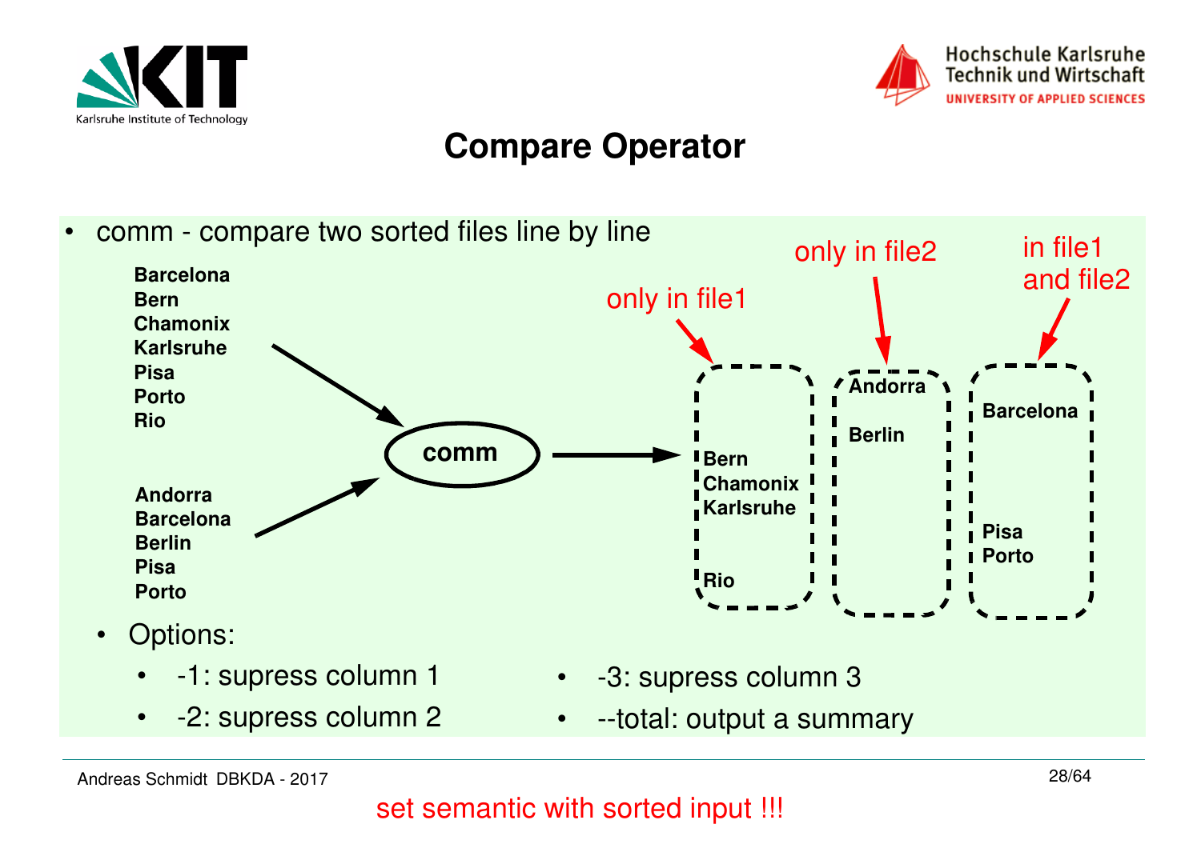# Compare Operator

- comm - compare two sorted files line by line

Barcelona
Bern
Chamonix
Karlsruhe
Pisa
Porto
Rio

Andorra
Barcelona
Berlin
Pisa
Porto

comm

only in file1: Bern, Chamonix, Karlsruhe, Rio

only in file2: Andorra, Berlin

in file1 and file2: Barcelona, Pisa, Porto

- Options:
  - -1: supress column 1
  - -2: supress column 2
  - -3: supress column 3
  - --total: output a summary

set semantic with sorted input !!!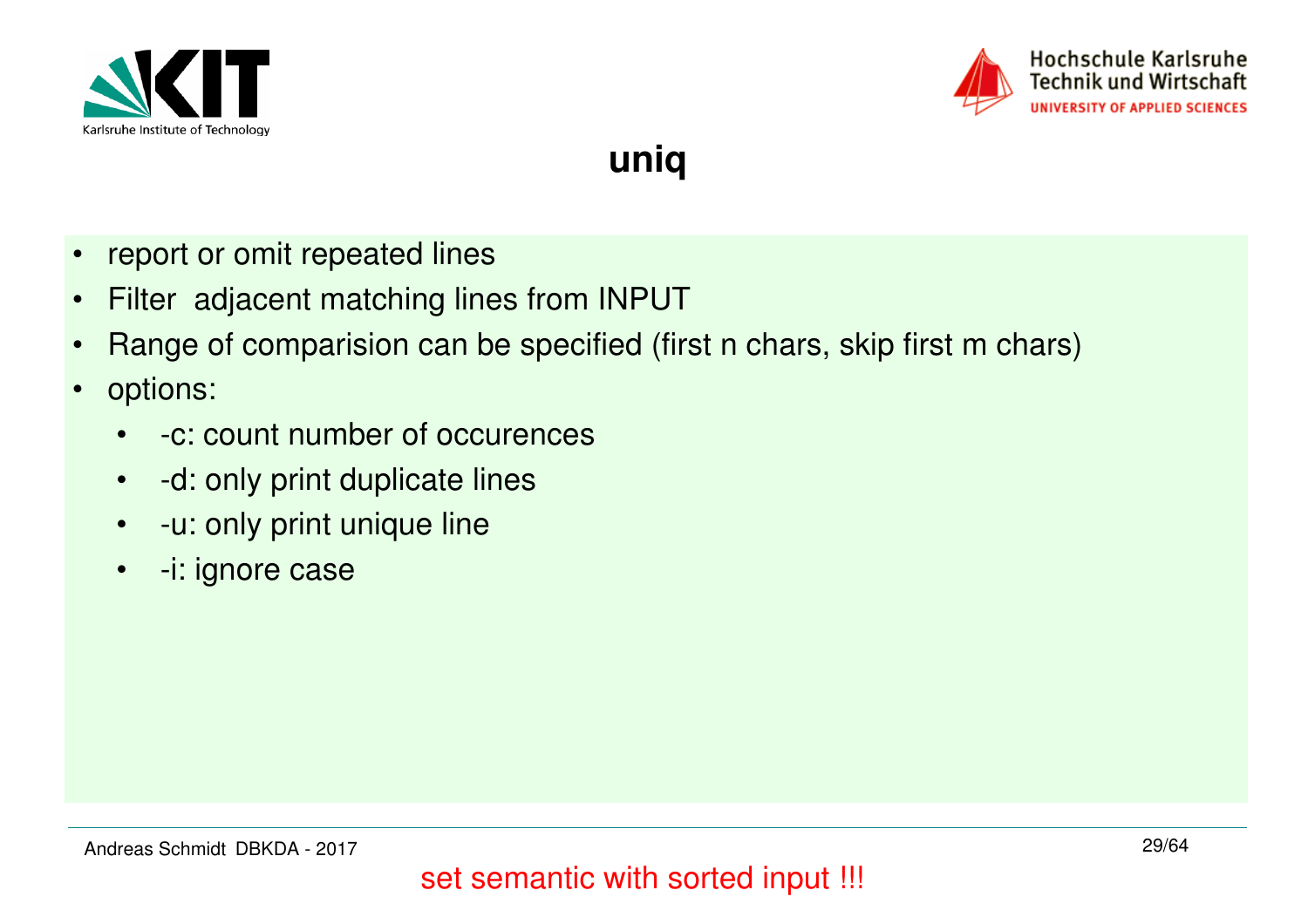# uniq

- report or omit repeated lines
- Filter  adjacent matching lines from INPUT
- Range of comparision can be specified (first n chars, skip first m chars)
- options:
  - -c: count number of occurences
  - -d: only print duplicate lines
  - -u: only print unique line
  - -i: ignore case

set semantic with sorted input !!!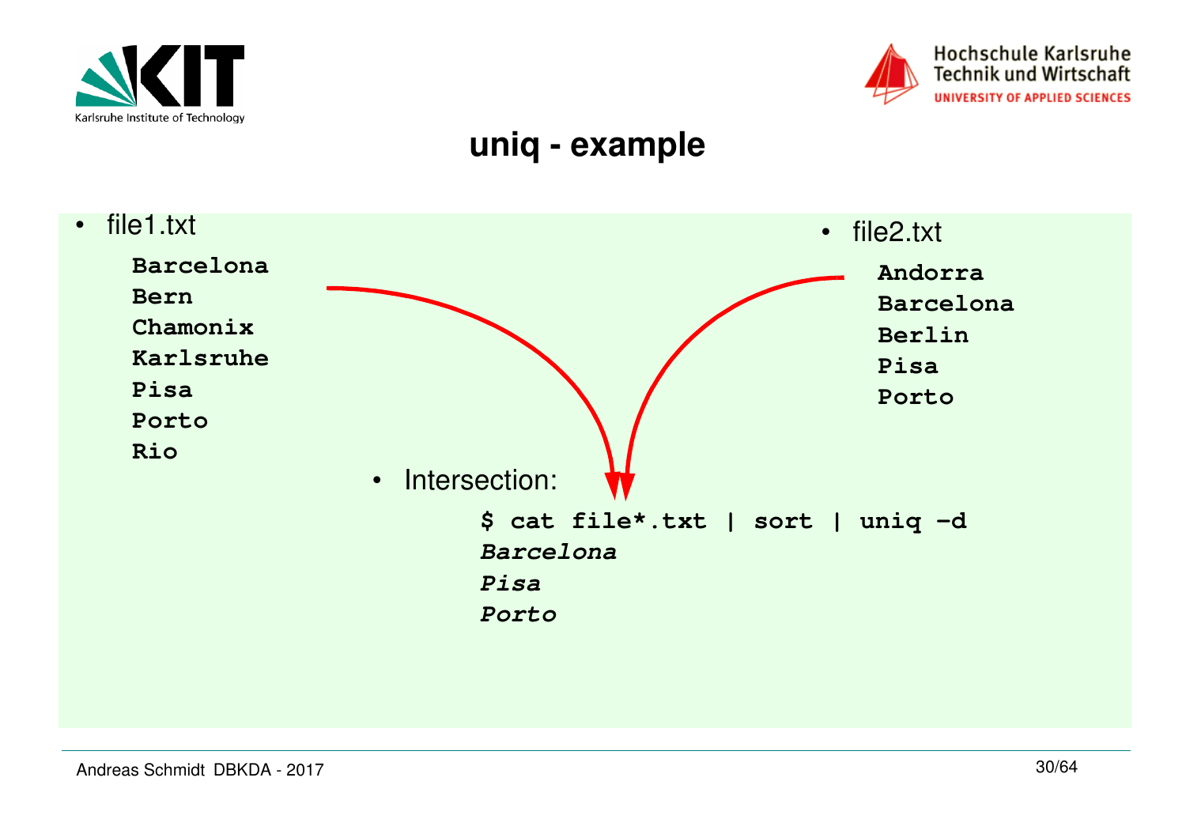# uniq - example

- file1.txt

```
Barcelona
Bern
Chamonix
Karlsruhe
Pisa
Porto
Rio
```

- file2.txt

```
Andorra
Barcelona
Berlin
Pisa
Porto
```

- Intersection:

```
$ cat file*.txt | sort | uniq -d
Barcelona
Pisa
Porto
```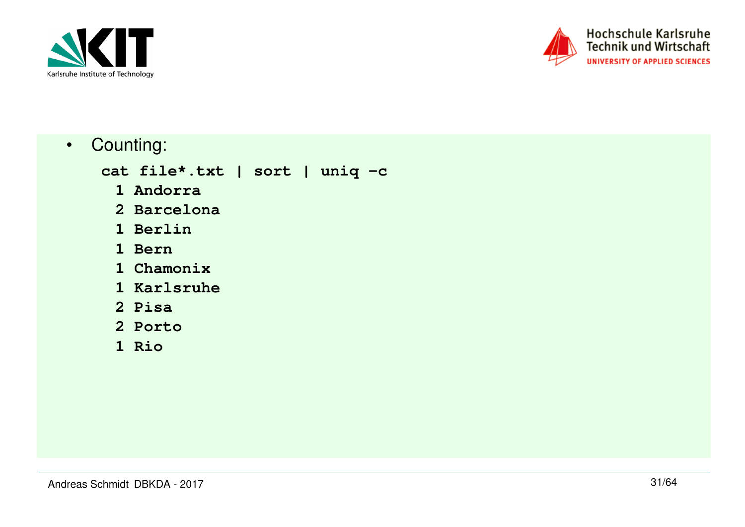- Counting:

```
cat file*.txt | sort | uniq -c
  1 Andorra
  2 Barcelona
  1 Berlin
  1 Bern
  1 Chamonix
  1 Karlsruhe
  2 Pisa
  2 Porto
  1 Rio
```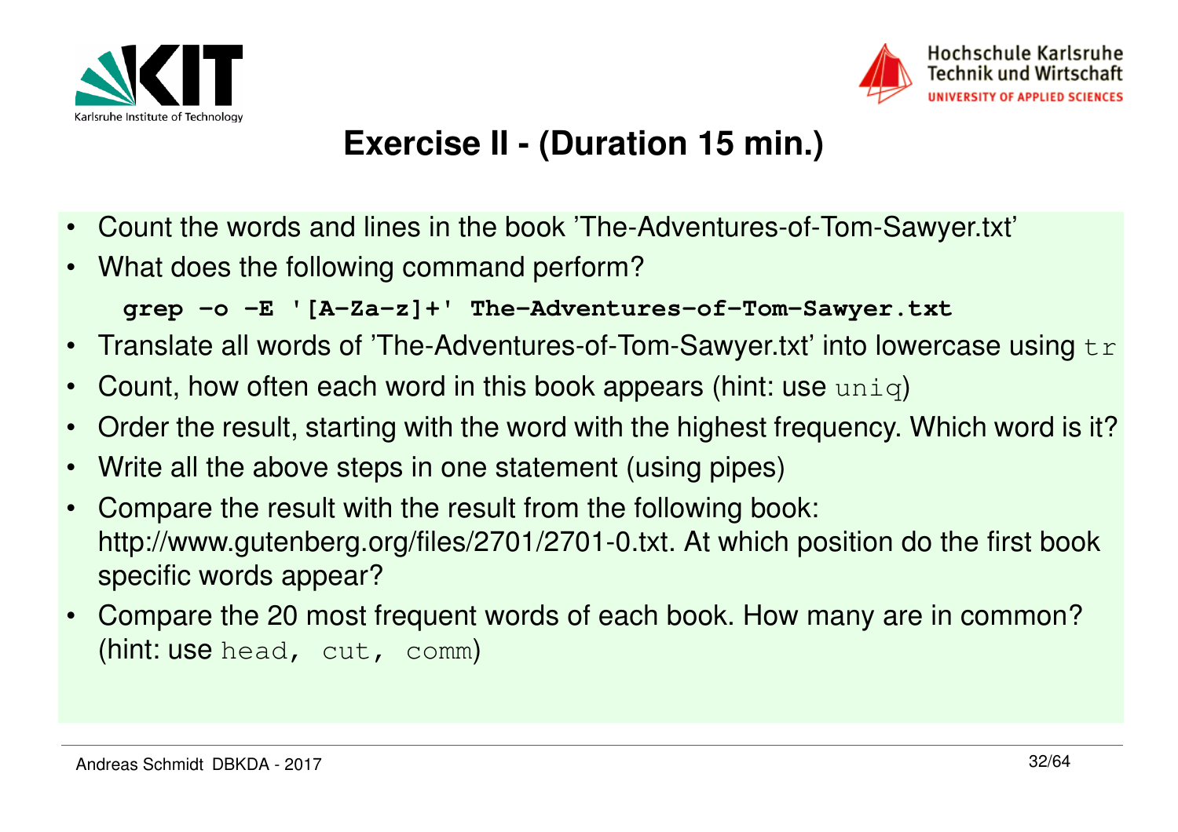# Exercise II - (Duration 15 min.)

- Count the words and lines in the book 'The-Adventures-of-Tom-Sawyer.txt'
- What does the following command perform?

```
grep -o -E '[A-Za-z]+' The-Adventures-of-Tom-Sawyer.txt
```

- Translate all words of 'The-Adventures-of-Tom-Sawyer.txt' into lowercase using `tr`
- Count, how often each word in this book appears (hint: use `uniq`)
- Order the result, starting with the word with the highest frequency. Which word is it?
- Write all the above steps in one statement (using pipes)
- Compare the result with the result from the following book: http://www.gutenberg.org/files/2701/2701-0.txt. At which position do the first book specific words appear?
- Compare the 20 most frequent words of each book. How many are in common? (hint: use `head, cut, comm`)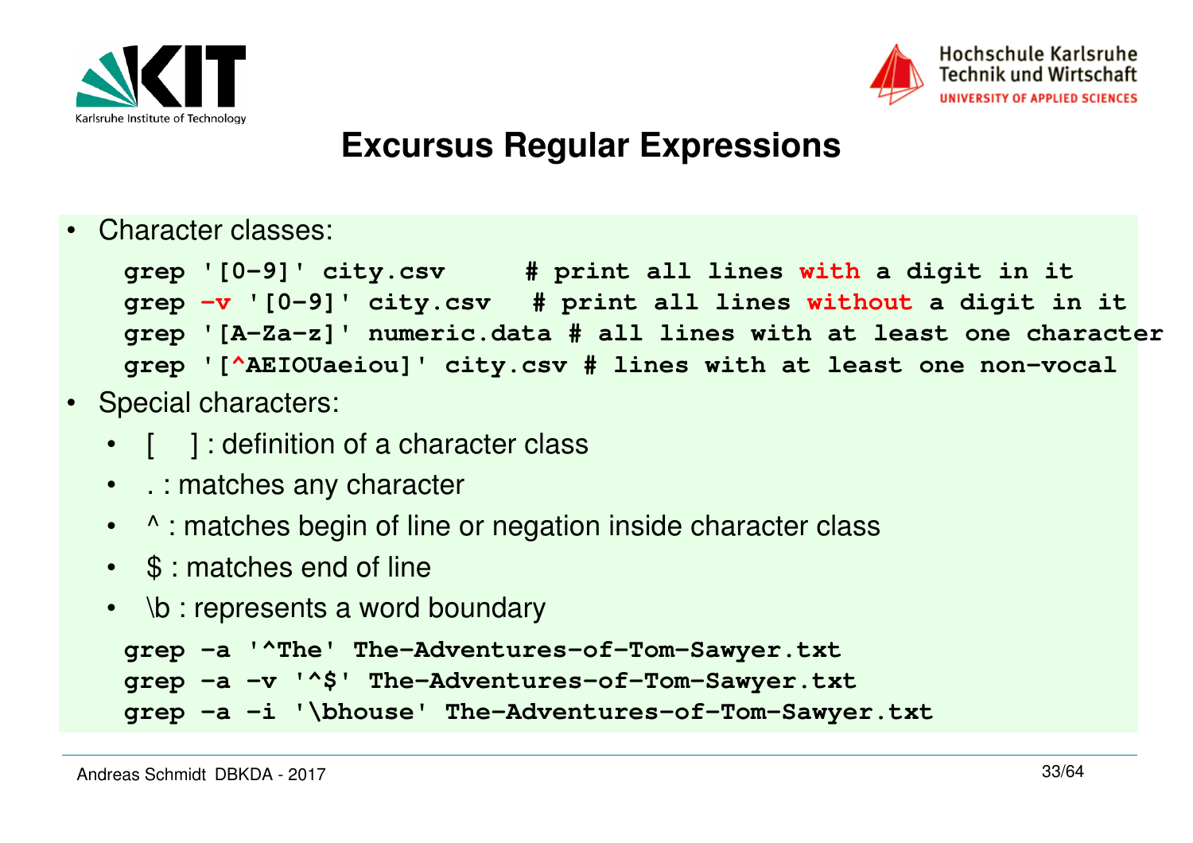# Excursus Regular Expressions

- Character classes:

```
grep '[0-9]' city.csv     # print all lines with a digit in it
grep -v '[0-9]' city.csv   # print all lines without a digit in it
grep '[A-Za-z]' numeric.data # all lines with at least one character
grep '[^AEIOUaeiou]' city.csv # lines with at least one non-vocal
```

- Special characters:
  - [ ] : definition of a character class
  - . : matches any character
  - ^ : matches begin of line or negation inside character class
  - $ : matches end of line
  - \b : represents a word boundary

```
grep -a '^The' The-Adventures-of-Tom-Sawyer.txt
grep -a -v '^$' The-Adventures-of-Tom-Sawyer.txt
grep -a -i '\bhouse' The-Adventures-of-Tom-Sawyer.txt
```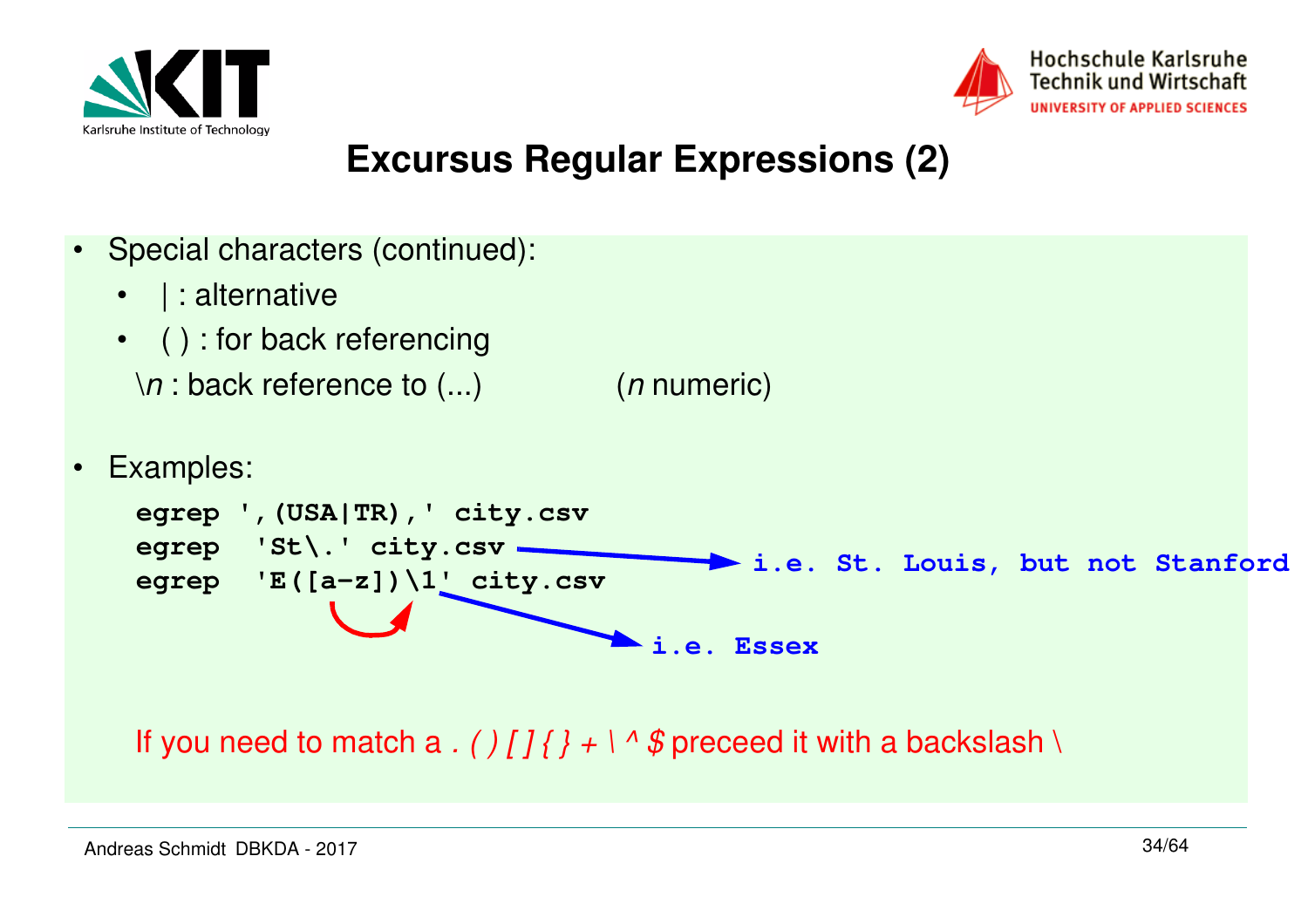# Excursus Regular Expressions (2)

- Special characters (continued):
  - | : alternative
  - ( ) : for back referencing

    \\*n* : back reference to (...)    (*n* numeric)

- Examples:

```
egrep ',(USA|TR),' city.csv
egrep  'St\.' city.csv
egrep  'E([a-z])\1' city.csv
```

i.e. St. Louis, but not Stanford

i.e. Essex

If you need to match a *. ( ) [ ] { } + \ ^ $* preceed it with a backslash \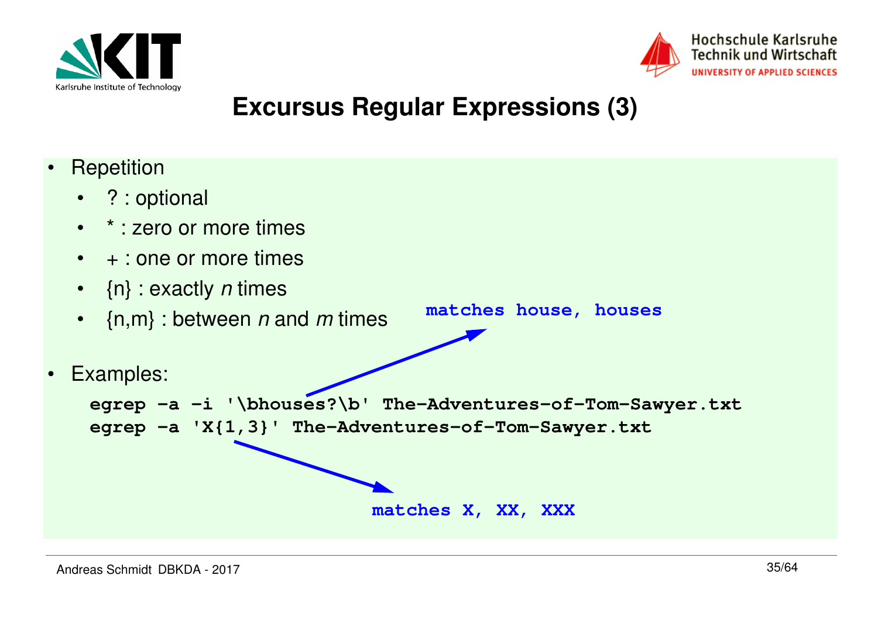# Excursus Regular Expressions (3)

- Repetition
  - ? : optional
  - * : zero or more times
  - + : one or more times
  - {n} : exactly *n* times
  - {n,m} : between *n* and *m* times
- Examples:

```
egrep -a -i '\bhouses?\b' The-Adventures-of-Tom-Sawyer.txt
egrep -a 'X{1,3}' The-Adventures-of-Tom-Sawyer.txt
```

**matches house, houses**

**matches X, XX, XXX**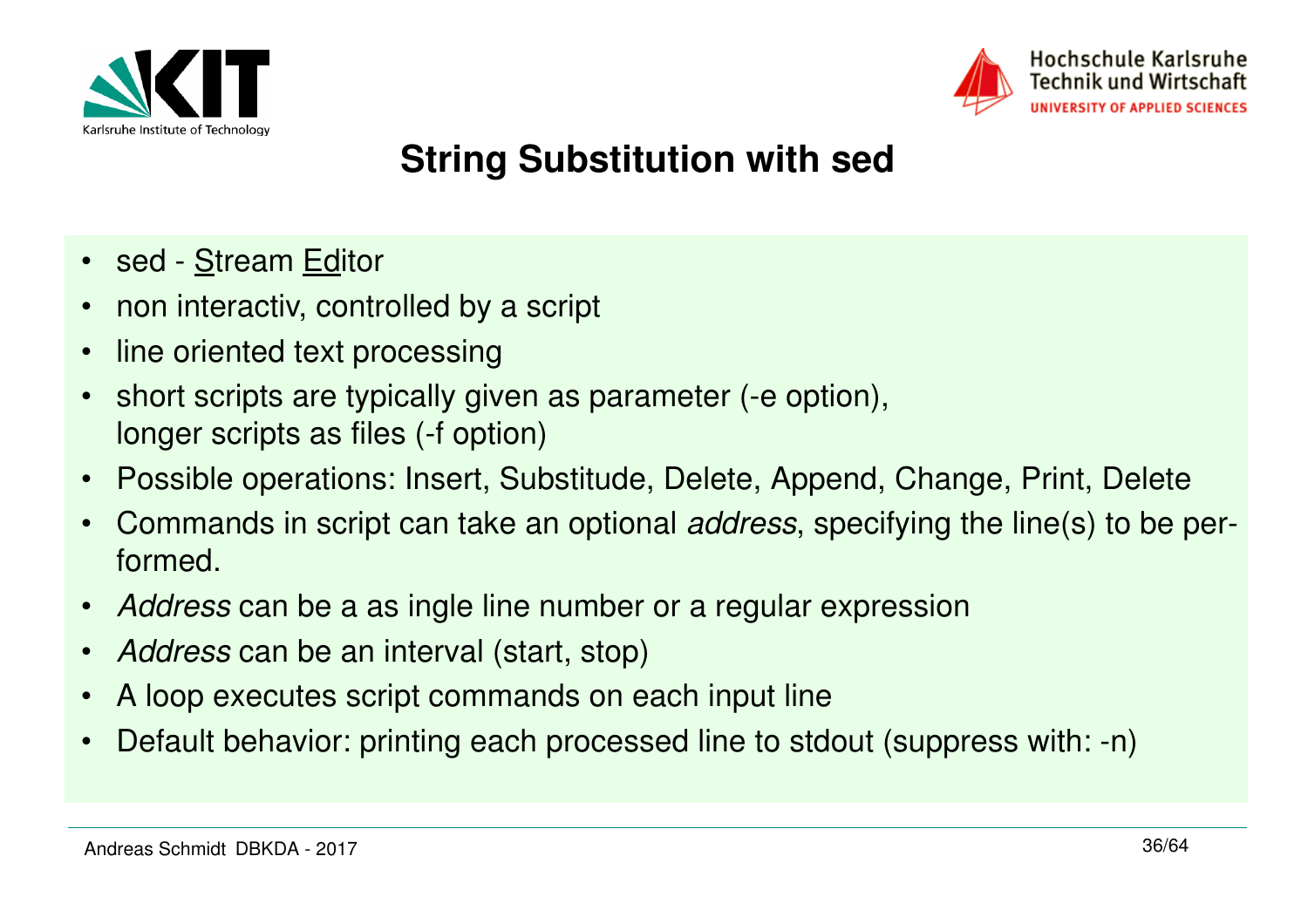# String Substitution with sed

- sed - <u>S</u>tream <u>Ed</u>itor
- non interactiv, controlled by a script
- line oriented text processing
- short scripts are typically given as parameter (-e option), longer scripts as files (-f option)
- Possible operations: Insert, Substitude, Delete, Append, Change, Print, Delete
- Commands in script can take an optional *address*, specifying the line(s) to be performed.
- *Address* can be a as ingle line number or a regular expression
- *Address* can be an interval (start, stop)
- A loop executes script commands on each input line
- Default behavior: printing each processed line to stdout (suppress with: -n)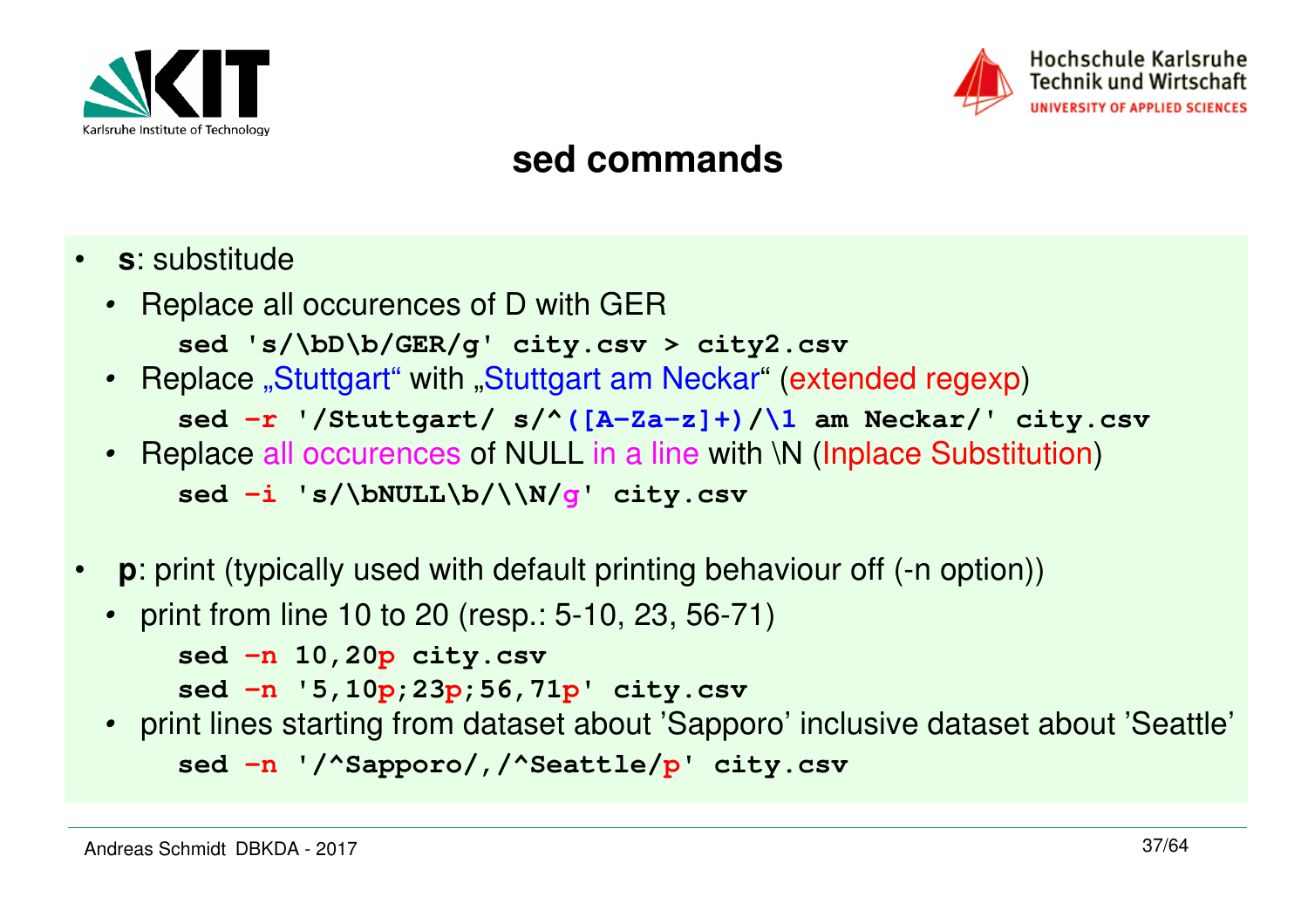# sed commands

- **s**: substitude
  - Replace all occurences of D with GER

    ```
    sed 's/\bD\b/GER/g' city.csv > city2.csv
    ```

  - Replace „Stuttgart“ with „Stuttgart am Neckar“ (extended regexp)

    ```
    sed -r '/Stuttgart/ s/^([A-Za-z]+)/\1 am Neckar/' city.csv
    ```

  - Replace all occurences of NULL in a line with \N (Inplace Substitution)

    ```
    sed -i 's/\bNULL\b/\\N/g' city.csv
    ```

- **p**: print (typically used with default printing behaviour off (-n option))
  - print from line 10 to 20 (resp.: 5-10, 23, 56-71)

    ```
    sed -n 10,20p city.csv
    sed -n '5,10p;23p;56,71p' city.csv
    ```

  - print lines starting from dataset about ’Sapporo’ inclusive dataset about ’Seattle’

    ```
    sed -n '/^Sapporo/,/^Seattle/p' city.csv
    ```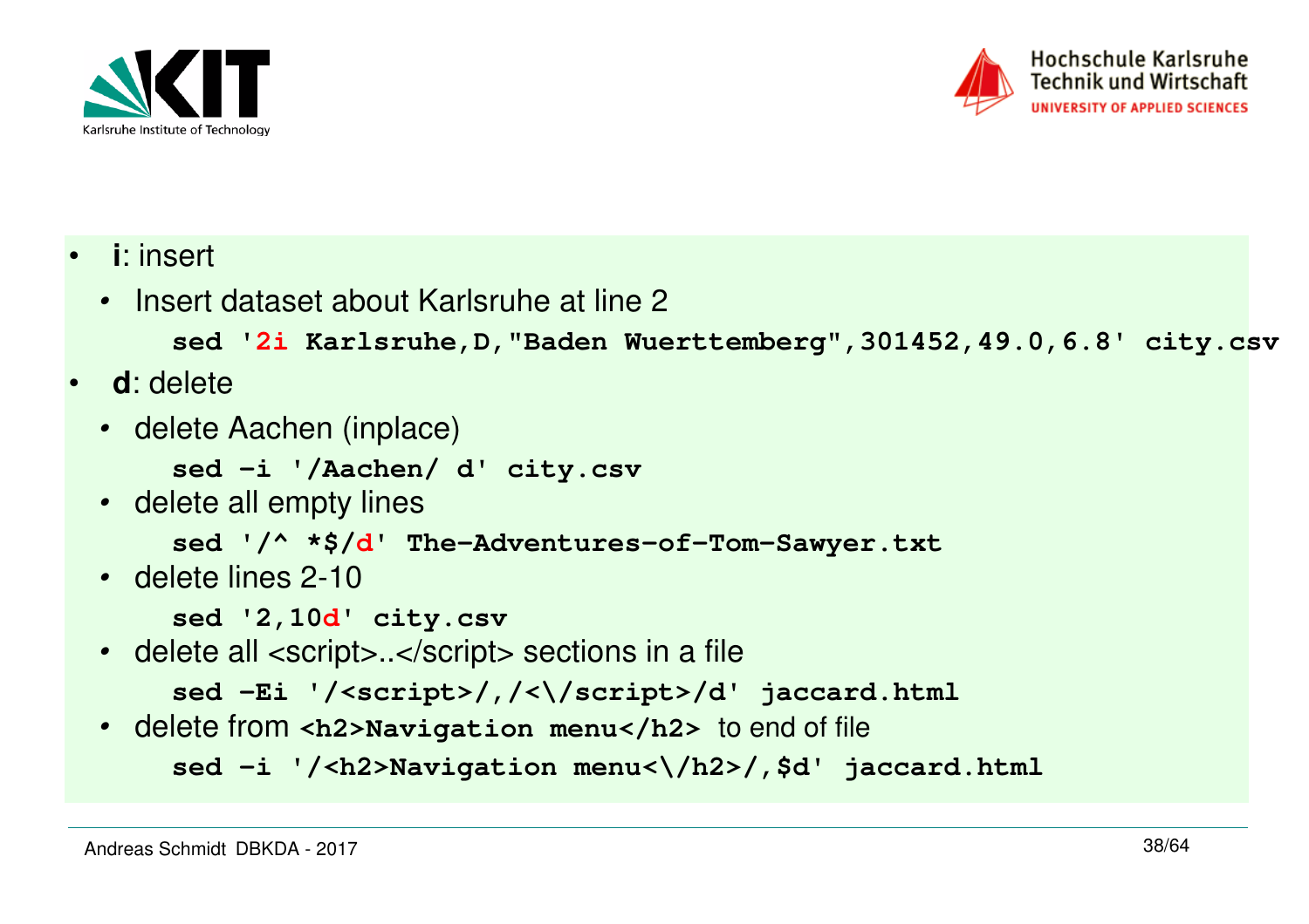- **i**: insert
  - Insert dataset about Karlsruhe at line 2

    ```
    sed '2i Karlsruhe,D,"Baden Wuerttemberg",301452,49.0,6.8' city.csv
    ```

- **d**: delete
  - delete Aachen (inplace)

    ```
    sed -i '/Aachen/ d' city.csv
    ```

  - delete all empty lines

    ```
    sed '/^ *$/d' The-Adventures-of-Tom-Sawyer.txt
    ```

  - delete lines 2-10

    ```
    sed '2,10d' city.csv
    ```

  - delete all <script>..</script> sections in a file

    ```
    sed -Ei '/<script>/,/<\/script>/d' jaccard.html
    ```

  - delete from `<h2>Navigation menu</h2>` to end of file

    ```
    sed -i '/<h2>Navigation menu<\/h2>/,$d' jaccard.html
    ```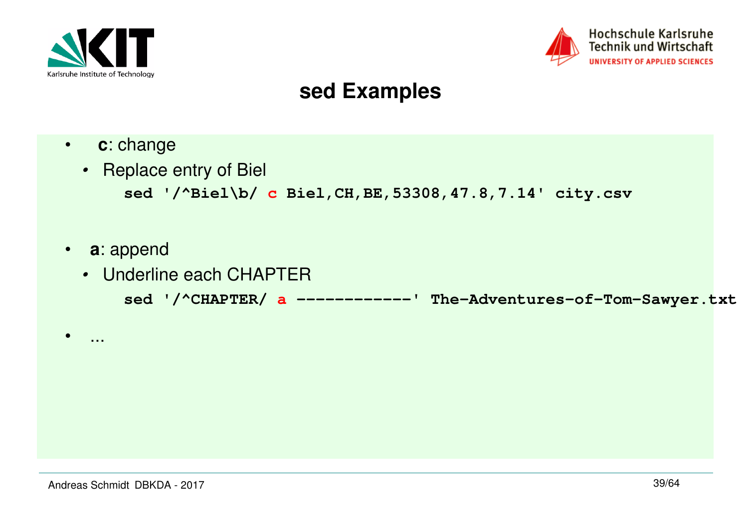# sed Examples

- **c**: change
  - Replace entry of Biel

```
sed '/^Biel\b/ c Biel,CH,BE,53308,47.8,7.14' city.csv
```

- **a**: append
  - Underline each CHAPTER

```
sed '/^CHAPTER/ a ------------' The-Adventures-of-Tom-Sawyer.txt
```

- ...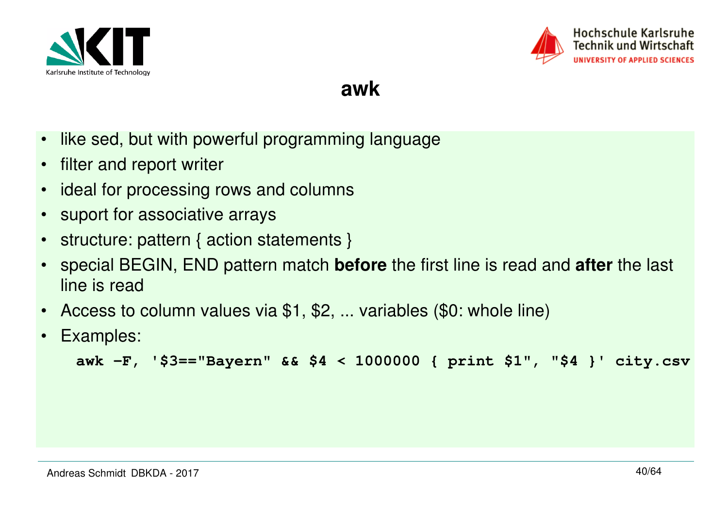# awk

- like sed, but with powerful programming language
- filter and report writer
- ideal for processing rows and columns
- suport for associative arrays
- structure: pattern { action statements }
- special BEGIN, END pattern match **before** the first line is read and **after** the last line is read
- Access to column values via $1, $2, ... variables ($0: whole line)
- Examples:

```
awk -F, '$3=="Bayern" && $4 < 1000000 { print $1", "$4 }' city.csv
```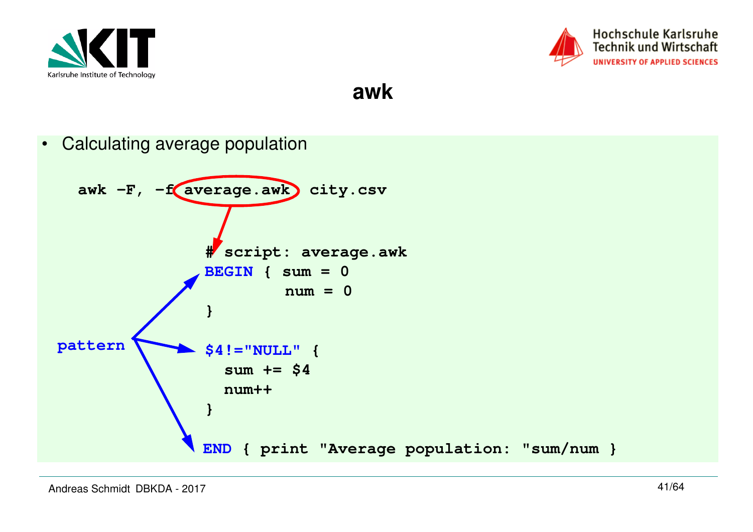# awk

- Calculating average population

```
awk -F, -f average.awk city.csv
```

```
# script: average.awk
BEGIN { sum = 0
        num = 0
}

$4!="NULL" {
  sum += $4
  num++
}

END { print "Average population: "sum/num }
```

pattern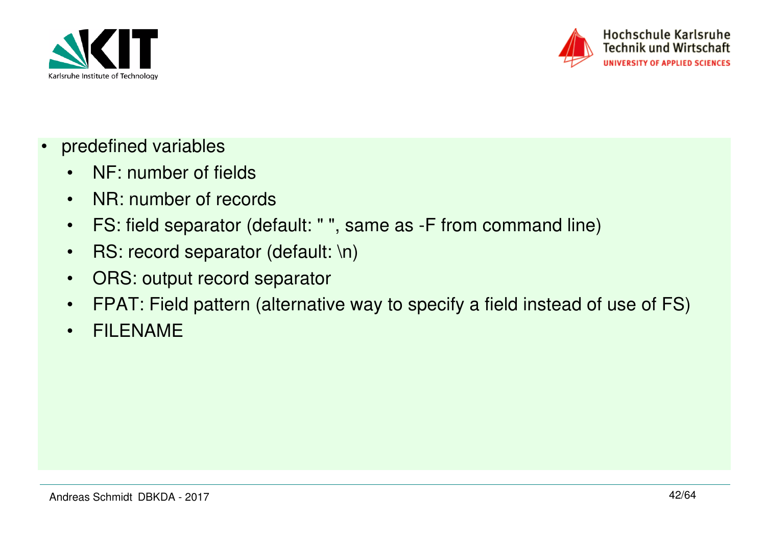- predefined variables
  - NF: number of fields
  - NR: number of records
  - FS: field separator (default: " ", same as -F from command line)
  - RS: record separator (default: \n)
  - ORS: output record separator
  - FPAT: Field pattern (alternative way to specify a field instead of use of FS)
  - FILENAME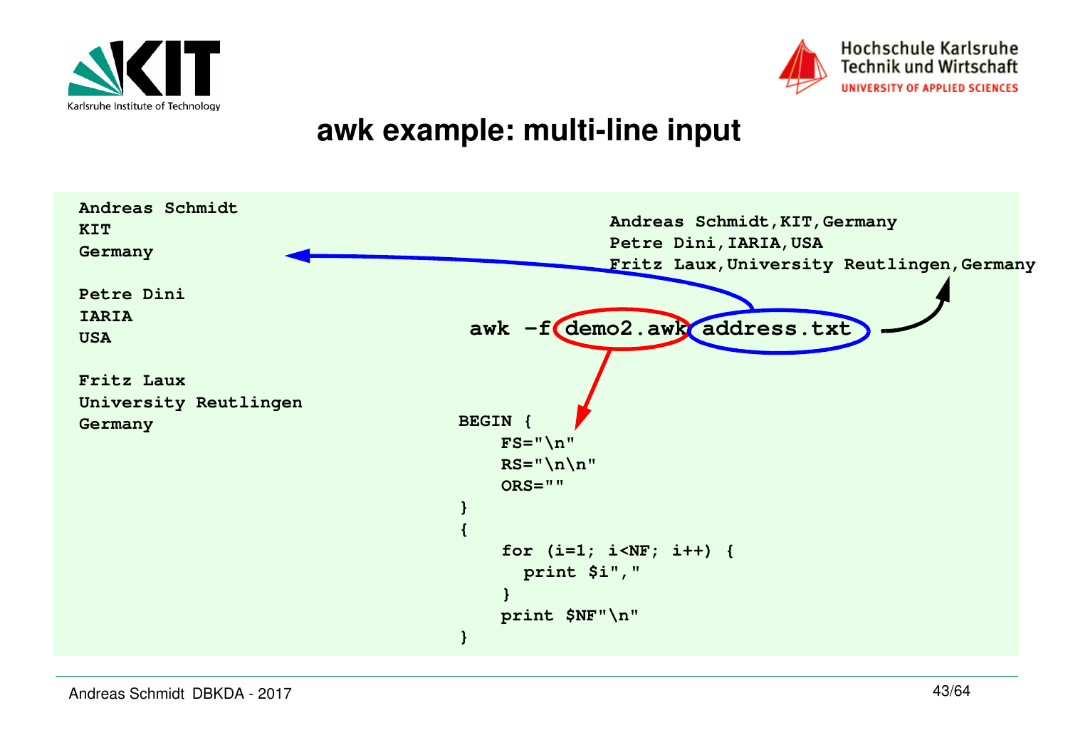# awk example: multi-line input

```
Andreas Schmidt
KIT
Germany

Petre Dini
IARIA
USA

Fritz Laux
University Reutlingen
Germany
```

```
awk -f demo2.awk address.txt
```

```
Andreas Schmidt,KIT,Germany
Petre Dini,IARIA,USA
Fritz Laux,University Reutlingen,Germany
```

```
BEGIN {
    FS="\n"
    RS="\n\n"
    ORS=""
}
{
    for (i=1; i<NF; i++) {
      print $i","
    }
    print $NF"\n"
}
```

Andreas Schmidt DBKDA - 2017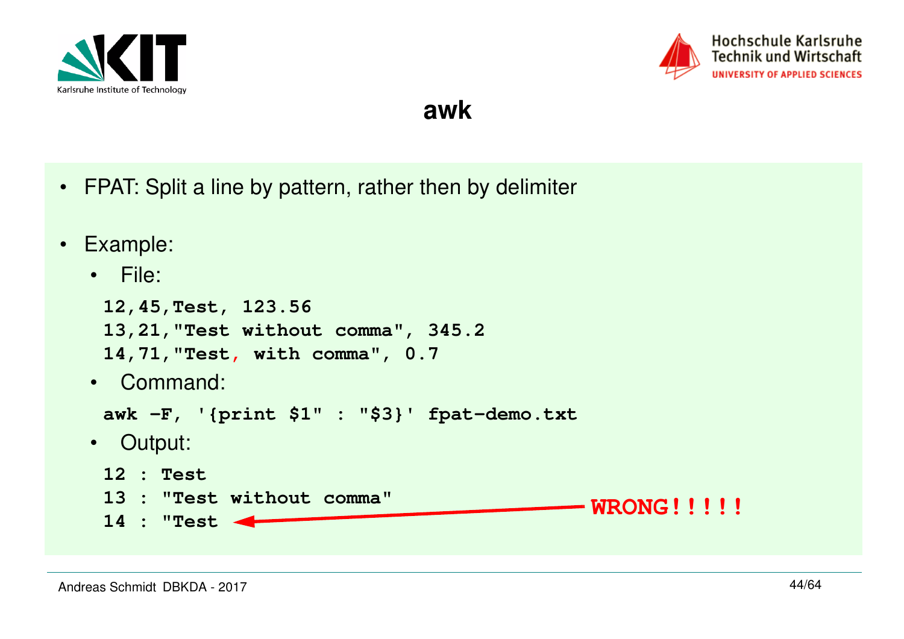# awk

- FPAT: Split a line by pattern, rather then by delimiter

- Example:
  - File:

```
12,45,Test, 123.56
13,21,"Test without comma", 345.2
14,71,"Test, with comma", 0.7
```

  - Command:

```
awk -F, '{print $1" : "$3}' fpat-demo.txt
```

  - Output:

```
12 : Test
13 : "Test without comma"
14 : "Test
```

WRONG!!!!!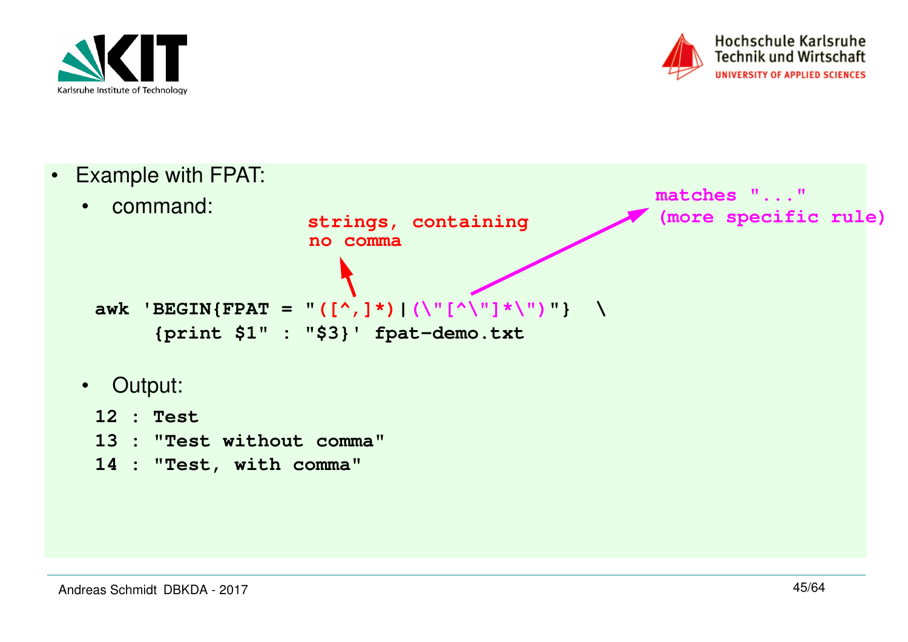- Example with FPAT:
  - command:

strings, containing no comma

matches "..." (more specific rule)

```
awk 'BEGIN{FPAT = "([^,]*)|(\"[^\"]*\")"}  \
     {print $1" : "$3}' fpat-demo.txt
```

  - Output:

```
12 : Test
13 : "Test without comma"
14 : "Test, with comma"
```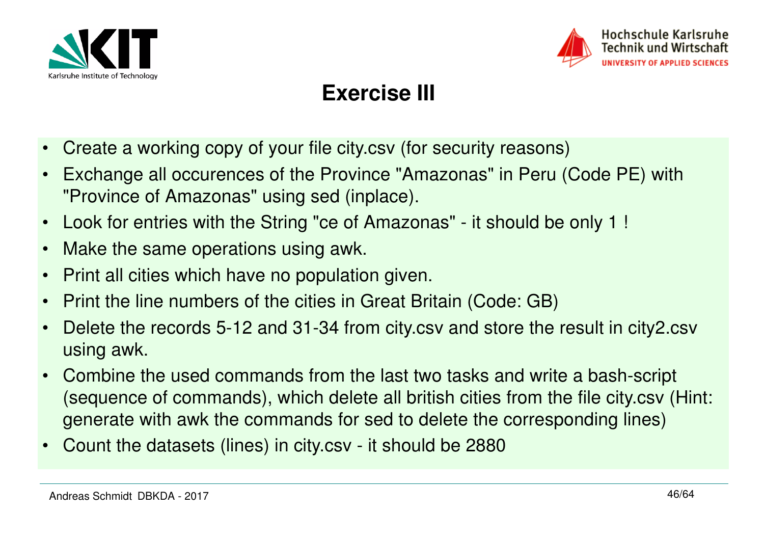# Exercise III

- Create a working copy of your file city.csv (for security reasons)
- Exchange all occurences of the Province "Amazonas" in Peru (Code PE) with "Province of Amazonas" using sed (inplace).
- Look for entries with the String "ce of Amazonas" - it should be only 1 !
- Make the same operations using awk.
- Print all cities which have no population given.
- Print the line numbers of the cities in Great Britain (Code: GB)
- Delete the records 5-12 and 31-34 from city.csv and store the result in city2.csv using awk.
- Combine the used commands from the last two tasks and write a bash-script (sequence of commands), which delete all british cities from the file city.csv (Hint: generate with awk the commands for sed to delete the corresponding lines)
- Count the datasets (lines) in city.csv - it should be 2880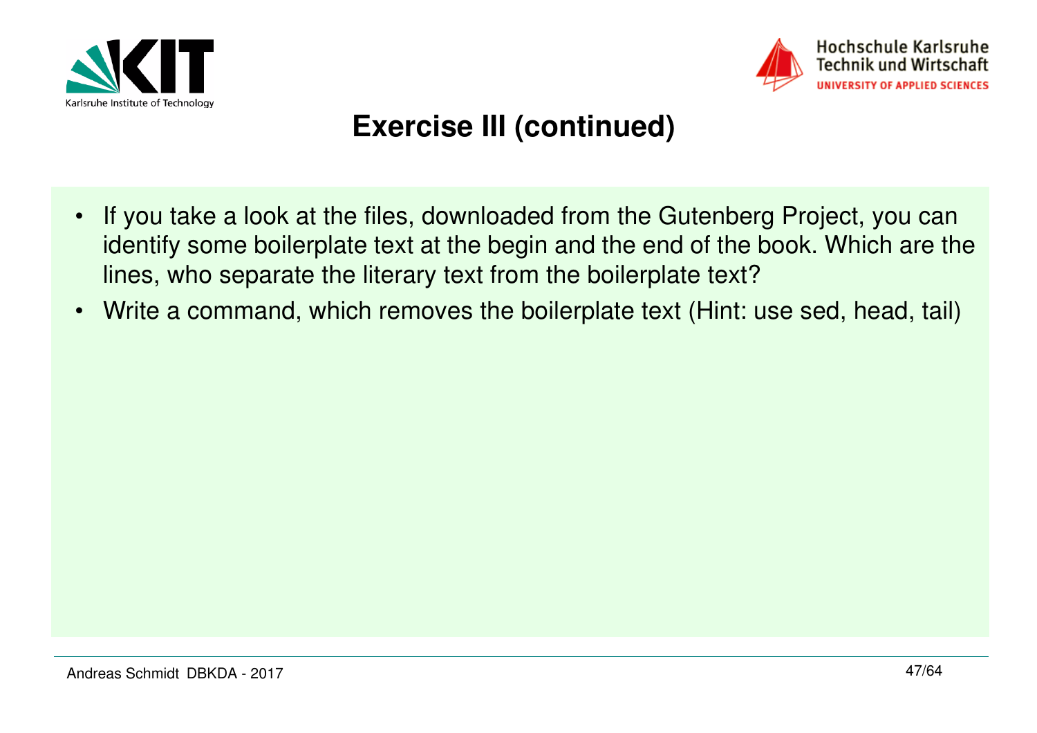# Exercise III (continued)

- If you take a look at the files, downloaded from the Gutenberg Project, you can identify some boilerplate text at the begin and the end of the book. Which are the lines, who separate the literary text from the boilerplate text?
- Write a command, which removes the boilerplate text (Hint: use sed, head, tail)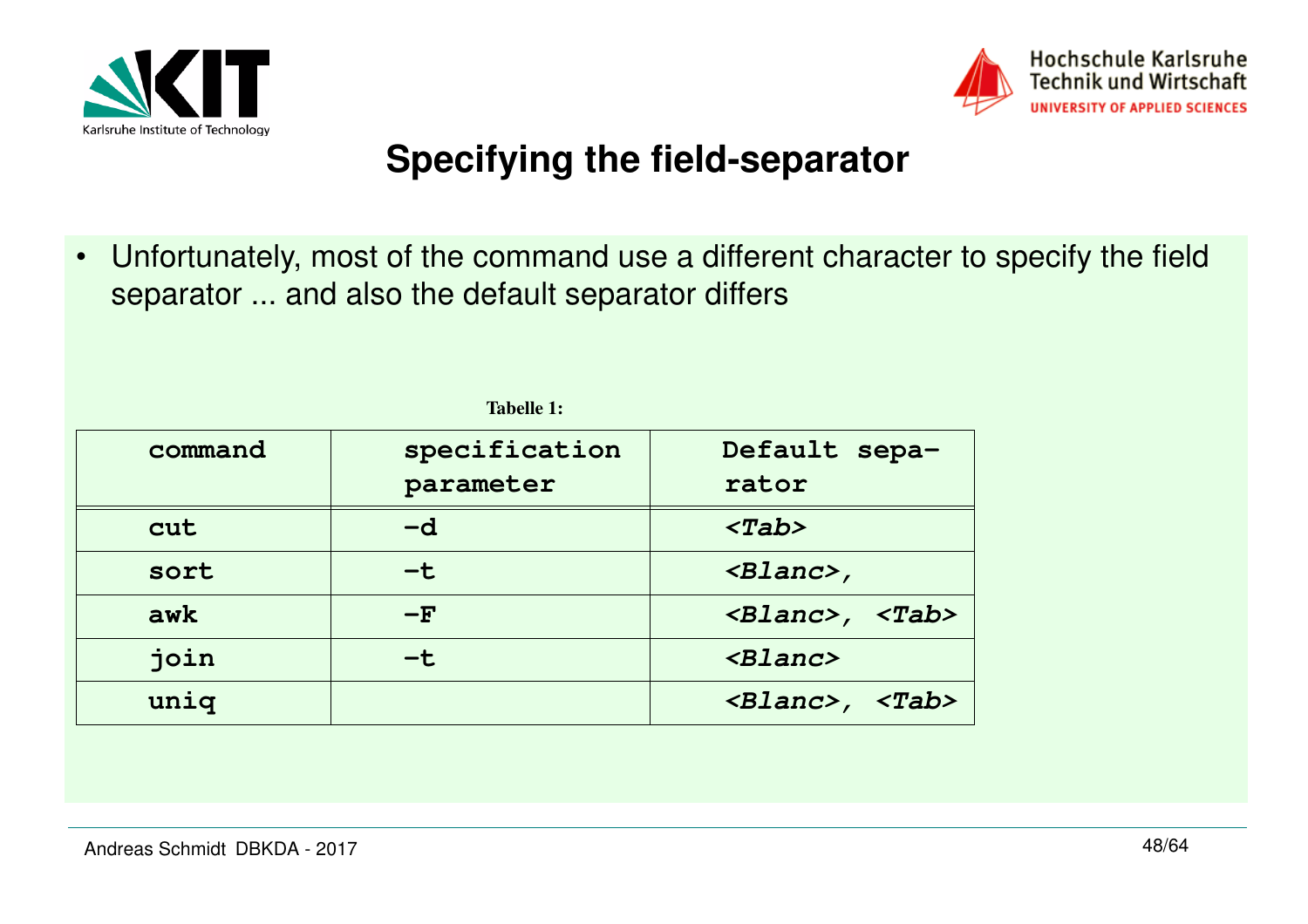# Specifying the field-separator

- Unfortunately, most of the command use a different character to specify the field separator ... and also the default separator differs

**Tabelle 1:**

| command | specification parameter | Default separator |
|---|---|---|
| cut | -d | *<Tab>* |
| sort | -t | *<Blanc>,* |
| awk | -F | *<Blanc>, <Tab>* |
| join | -t | *<Blanc>* |
| uniq | | *<Blanc>, <Tab>* |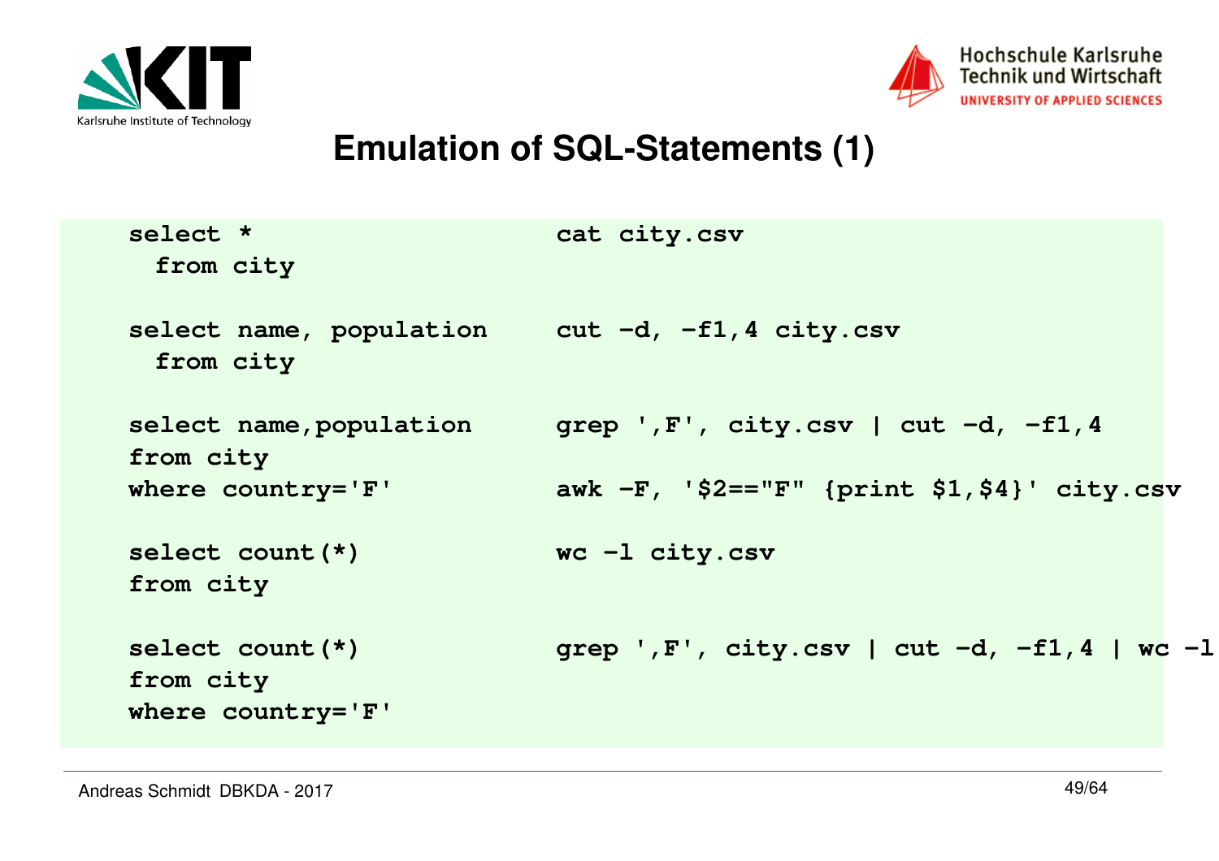# Emulation of SQL-Statements (1)

| SQL | Unix |
| --- | --- |
| `select * from city` | `cat city.csv` |
| `select name, population from city` | `cut -d, -f1,4 city.csv` |
| `select name,population from city where country='F'` | `grep ',F', city.csv \| cut -d, -f1,4`<br>`awk -F, '$2=="F" {print $1,$4}' city.csv` |
| `select count(*) from city` | `wc -l city.csv` |
| `select count(*) from city where country='F'` | `grep ',F', city.csv \| cut -d, -f1,4 \| wc -l` |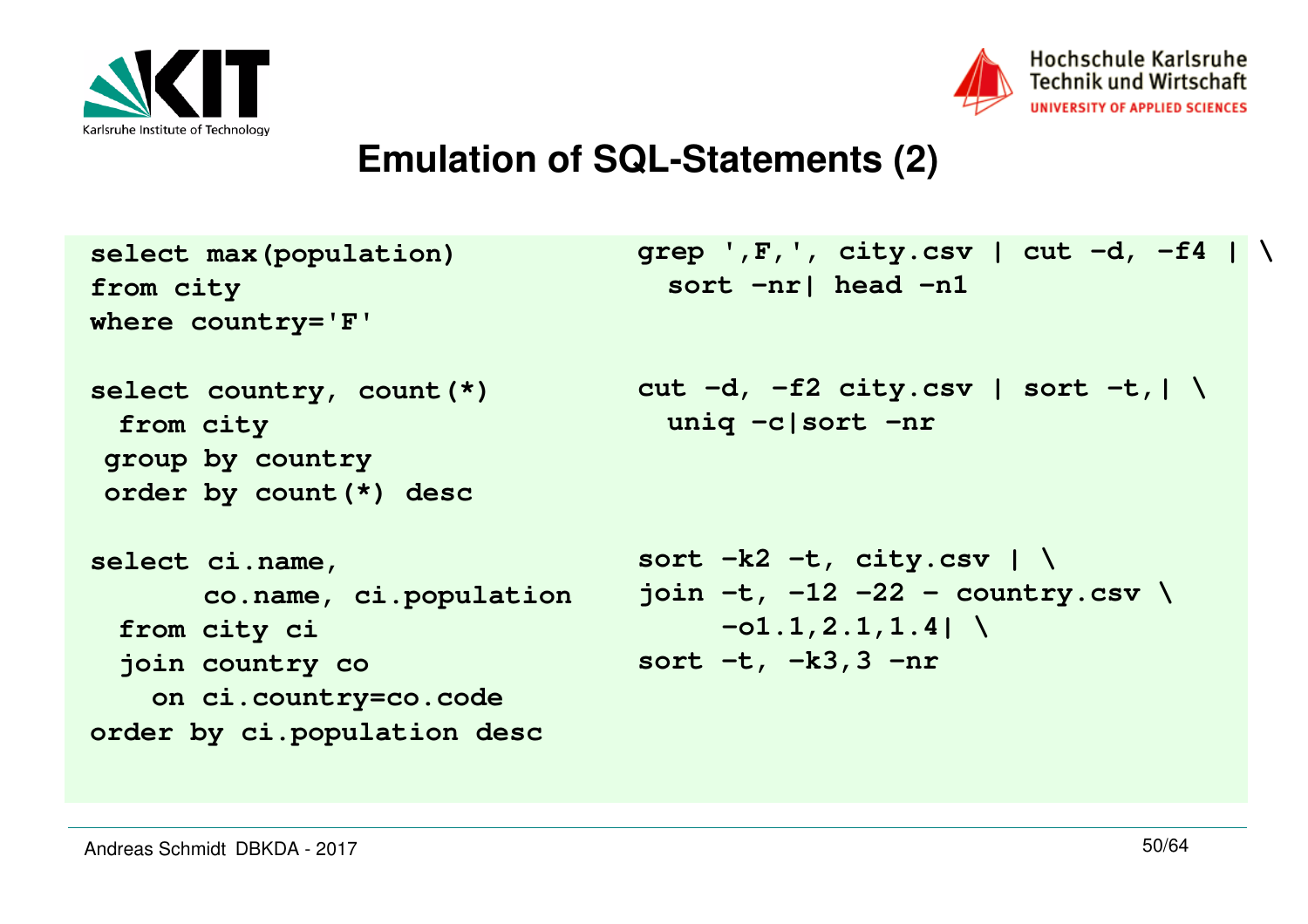# Emulation of SQL-Statements (2)

| SQL | Shell |
| --- | --- |
| `select max(population) from city where country='F'` | `grep ',F,' city.csv \| cut -d, -f4 \| sort -nr\| head -n1` |
| `select country, count(*) from city group by country order by count(*) desc` | `cut -d, -f2 city.csv \| sort -t,\| uniq -c\|sort -nr` |
| `select ci.name, co.name, ci.population from city ci join country co on ci.country=co.code order by ci.population desc` | `sort -k2 -t, city.csv \| join -t, -12 -22 - country.csv -o1.1,2.1,1.4\| sort -t, -k3,3 -nr` |

```
select max(population)
from city
where country='F'
```

```
grep ',F,' city.csv | cut -d, -f4 | \
  sort -nr| head -n1
```

```
select country, count(*)
  from city
 group by country
 order by count(*) desc
```

```
cut -d, -f2 city.csv | sort -t,| \
  uniq -c|sort -nr
```

```
select ci.name,
       co.name, ci.population
  from city ci
  join country co
    on ci.country=co.code
order by ci.population desc
```

```
sort -k2 -t, city.csv | \
join -t, -12 -22 - country.csv \
     -o1.1,2.1,1.4| \
sort -t, -k3,3 -nr
```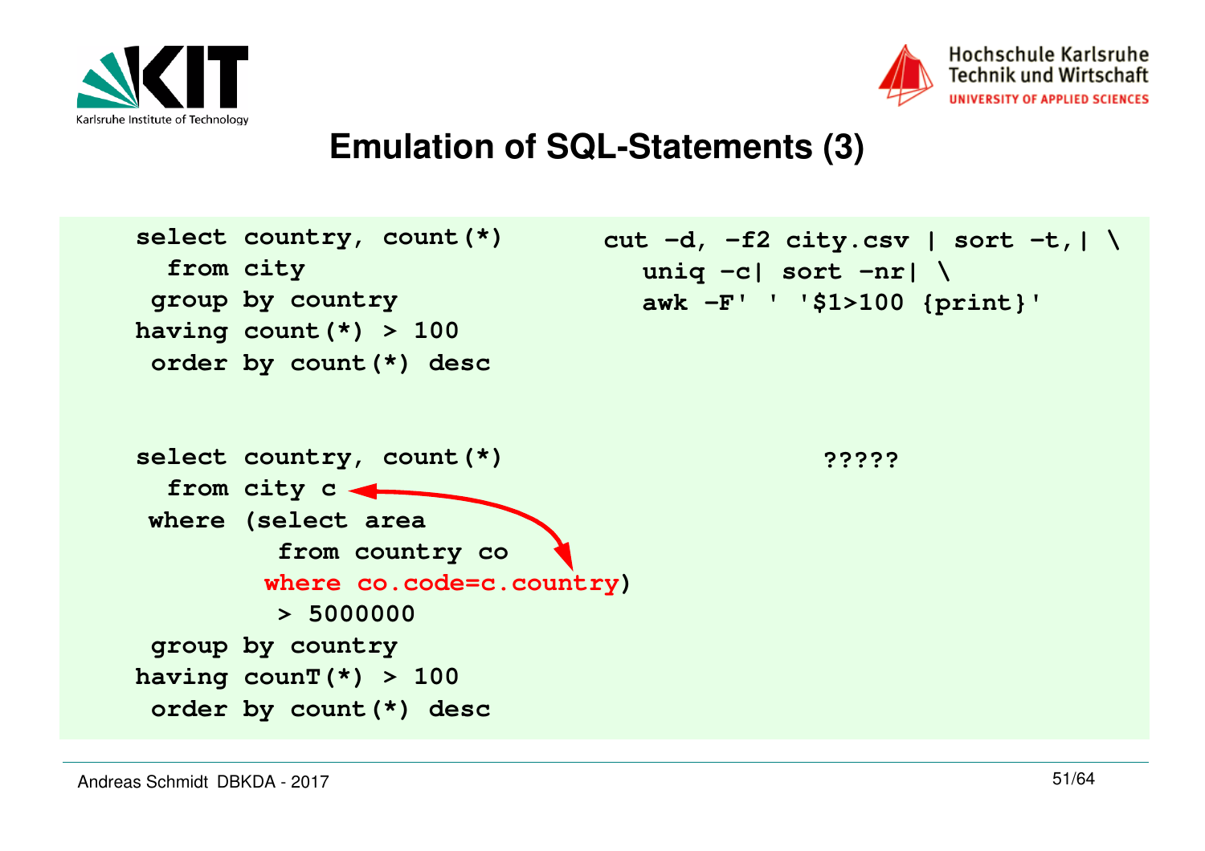# Emulation of SQL-Statements (3)

```
select country, count(*)
  from city
 group by country
having count(*) > 100
 order by count(*) desc
```

```
cut -d, -f2 city.csv | sort -t,| \
  uniq -c| sort -nr| \
  awk -F' ' '$1>100 {print}'
```

```
select country, count(*)
  from city c
 where (select area
          from country co
         where co.code=c.country)
          > 5000000
 group by country
having counT(*) > 100
 order by count(*) desc
```

?????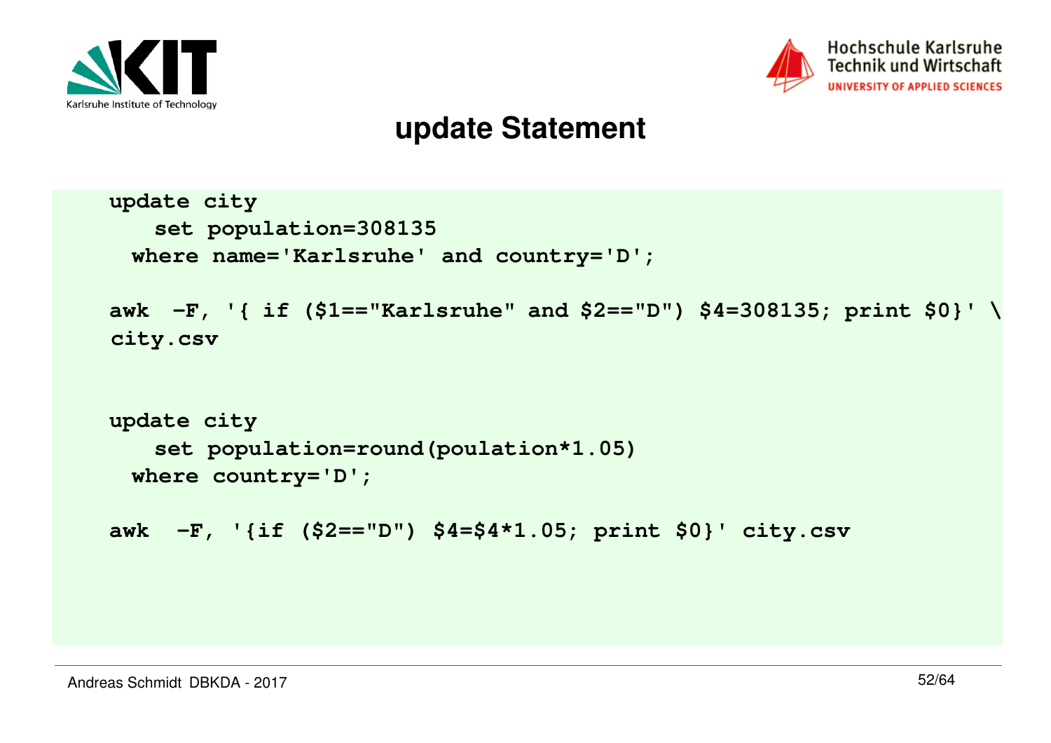# update Statement

```
update city
    set population=308135
  where name='Karlsruhe' and country='D';

awk  -F, '{ if ($1=="Karlsruhe" and $2=="D") $4=308135; print $0}' \
city.csv


update city
    set population=round(poulation*1.05)
  where country='D';

awk  -F, '{if ($2=="D") $4=$4*1.05; print $0}' city.csv
```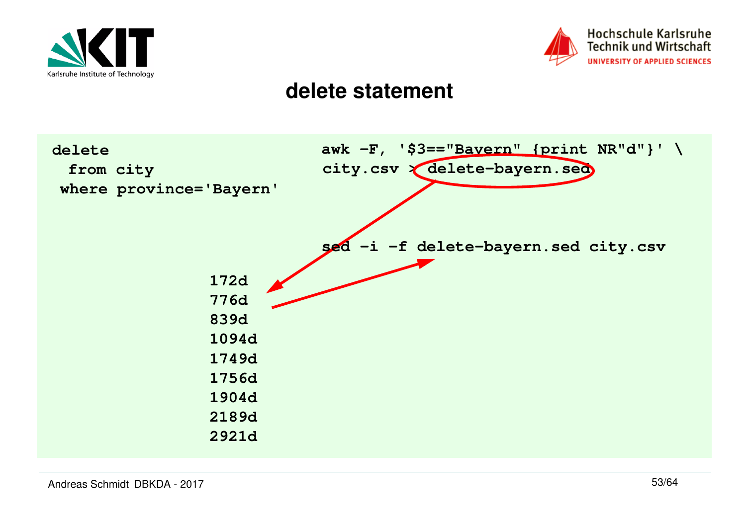# delete statement

```
delete
  from city
 where province='Bayern'
```

```
awk -F, '$3=="Bayern" {print NR"d"}' \
city.csv > delete-bayern.sed
```

```
sed -i -f delete-bayern.sed city.csv
```

```
172d
776d
839d
1094d
1749d
1756d
1904d
2189d
2921d
```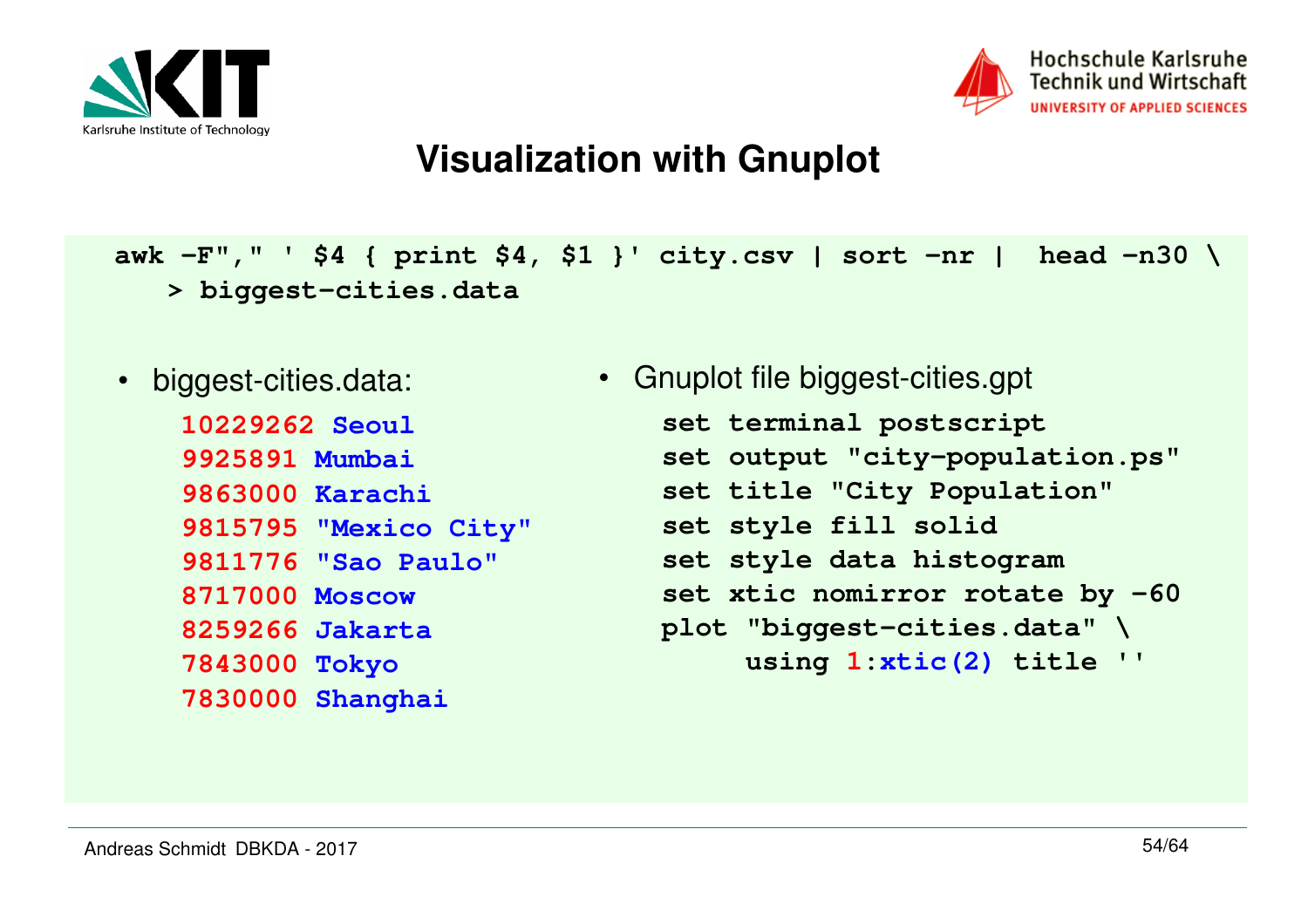# Visualization with Gnuplot

```
awk -F"," ' $4 { print $4, $1 }' city.csv | sort -nr |  head -n30 \
    > biggest-cities.data
```

- biggest-cities.data:

```
10229262 Seoul
9925891 Mumbai
9863000 Karachi
9815795 "Mexico City"
9811776 "Sao Paulo"
8717000 Moscow
8259266 Jakarta
7843000 Tokyo
7830000 Shanghai
```

- Gnuplot file biggest-cities.gpt

```
set terminal postscript
set output "city-population.ps"
set title "City Population"
set style fill solid
set style data histogram
set xtic nomirror rotate by -60
plot "biggest-cities.data" \
     using 1:xtic(2) title ''
```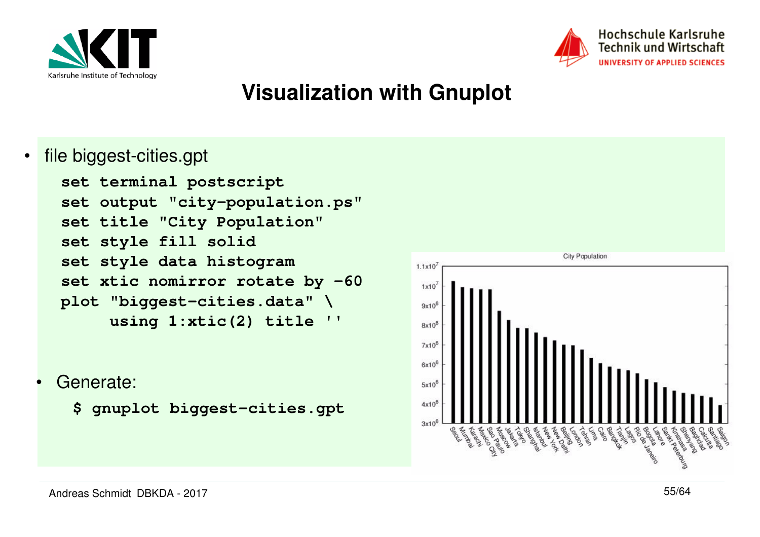# Visualization with Gnuplot

- file biggest-cities.gpt

```
set terminal postscript
set output "city-population.ps"
set title "City Population"
set style fill solid
set style data histogram
set xtic nomirror rotate by -60
plot "biggest-cities.data" \
     using 1:xtic(2) title ''
```

- Generate:

```
$ gnuplot biggest-cities.gpt
```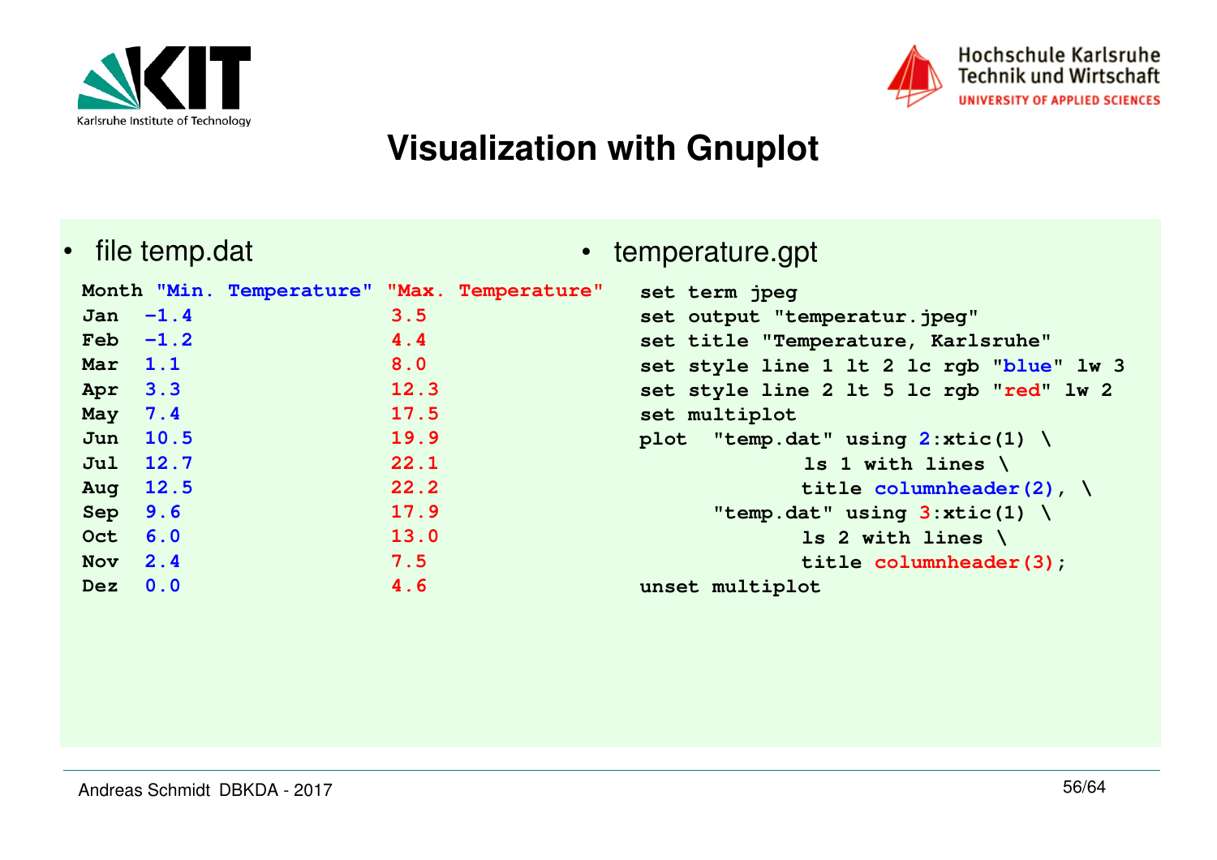# Visualization with Gnuplot

- file temp.dat

```
Month "Min. Temperature" "Max. Temperature"
Jan  -1.4                3.5
Feb  -1.2                4.4
Mar  1.1                 8.0
Apr  3.3                 12.3
May  7.4                 17.5
Jun  10.5                19.9
Jul  12.7                22.1
Aug  12.5                22.2
Sep  9.6                 17.9
Oct  6.0                 13.0
Nov  2.4                 7.5
Dez  0.0                 4.6
```

- temperature.gpt

```
set term jpeg
set output "temperatur.jpeg"
set title "Temperature, Karlsruhe"
set style line 1 lt 2 lc rgb "blue" lw 3
set style line 2 lt 5 lc rgb "red" lw 2
set multiplot
plot  "temp.dat" using 2:xtic(1) \
             ls 1 with lines \
             title columnheader(2), \
      "temp.dat" using 3:xtic(1) \
             ls 2 with lines \
             title columnheader(3);
unset multiplot
```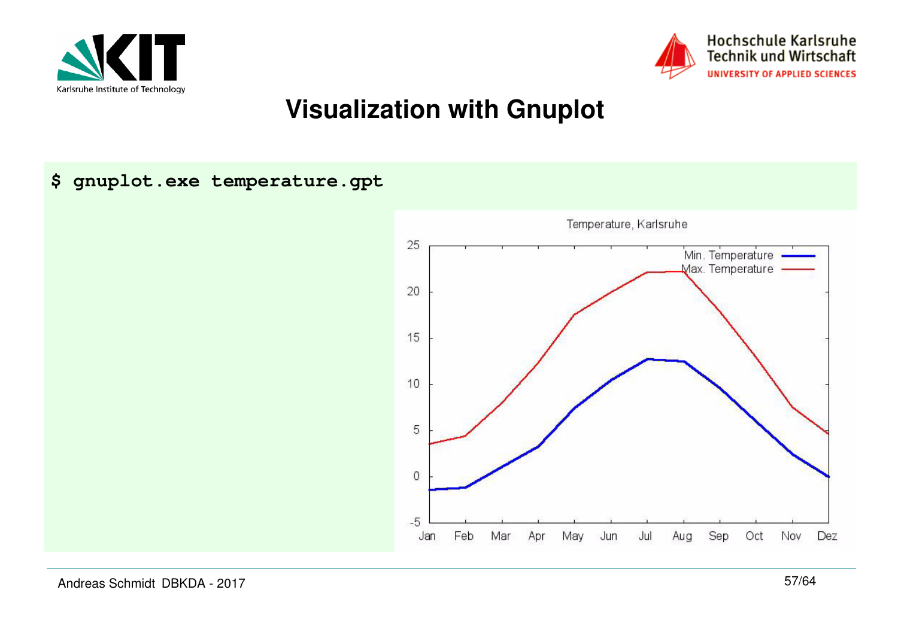# Visualization with Gnuplot

```
$ gnuplot.exe temperature.gpt
```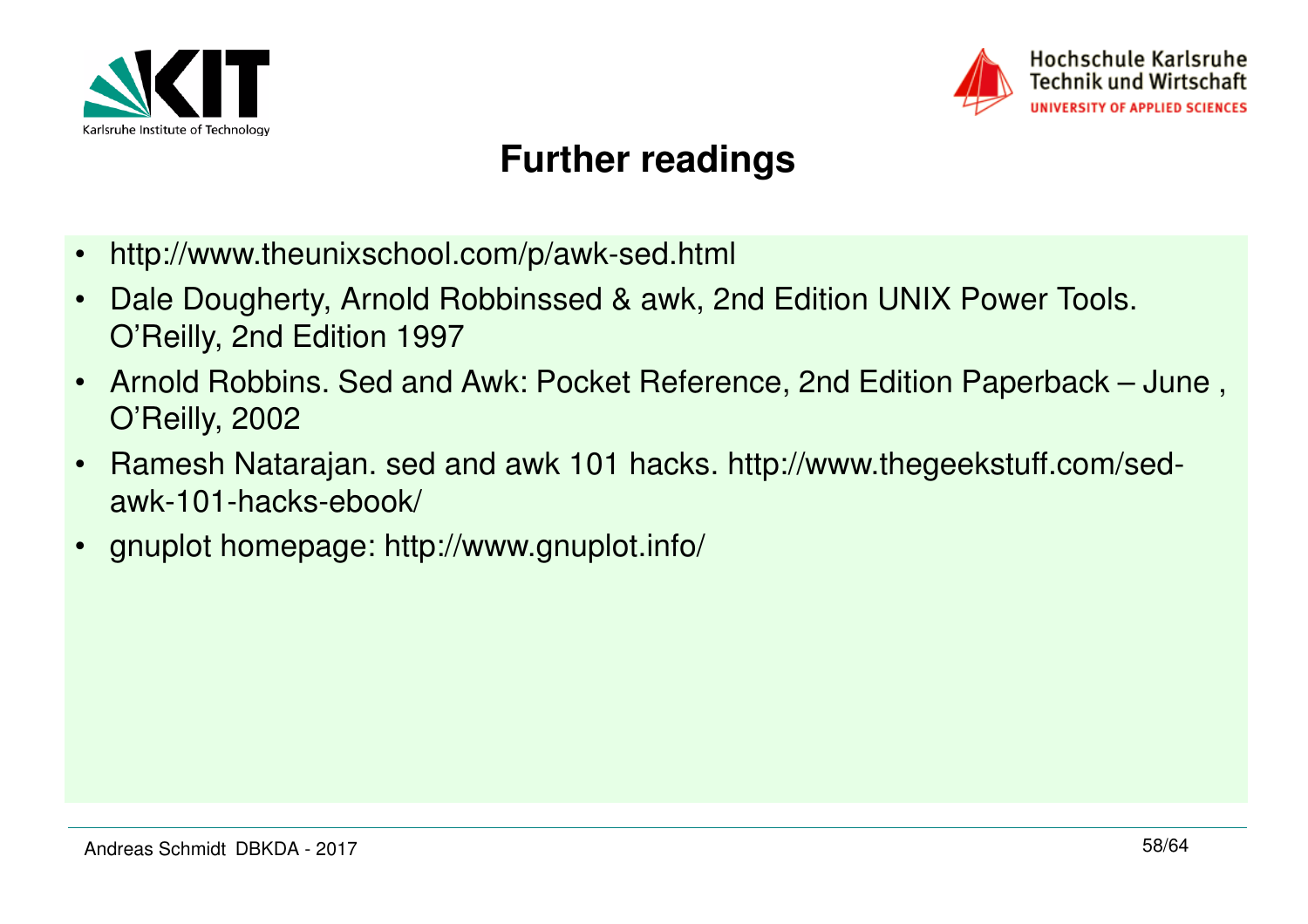# Further readings

- http://www.theunixschool.com/p/awk-sed.html
- Dale Dougherty, Arnold Robbinssed & awk, 2nd Edition UNIX Power Tools. O'Reilly, 2nd Edition 1997
- Arnold Robbins. Sed and Awk: Pocket Reference, 2nd Edition Paperback – June , O'Reilly, 2002
- Ramesh Natarajan. sed and awk 101 hacks. http://www.thegeekstuff.com/sed-awk-101-hacks-ebook/
- gnuplot homepage: http://www.gnuplot.info/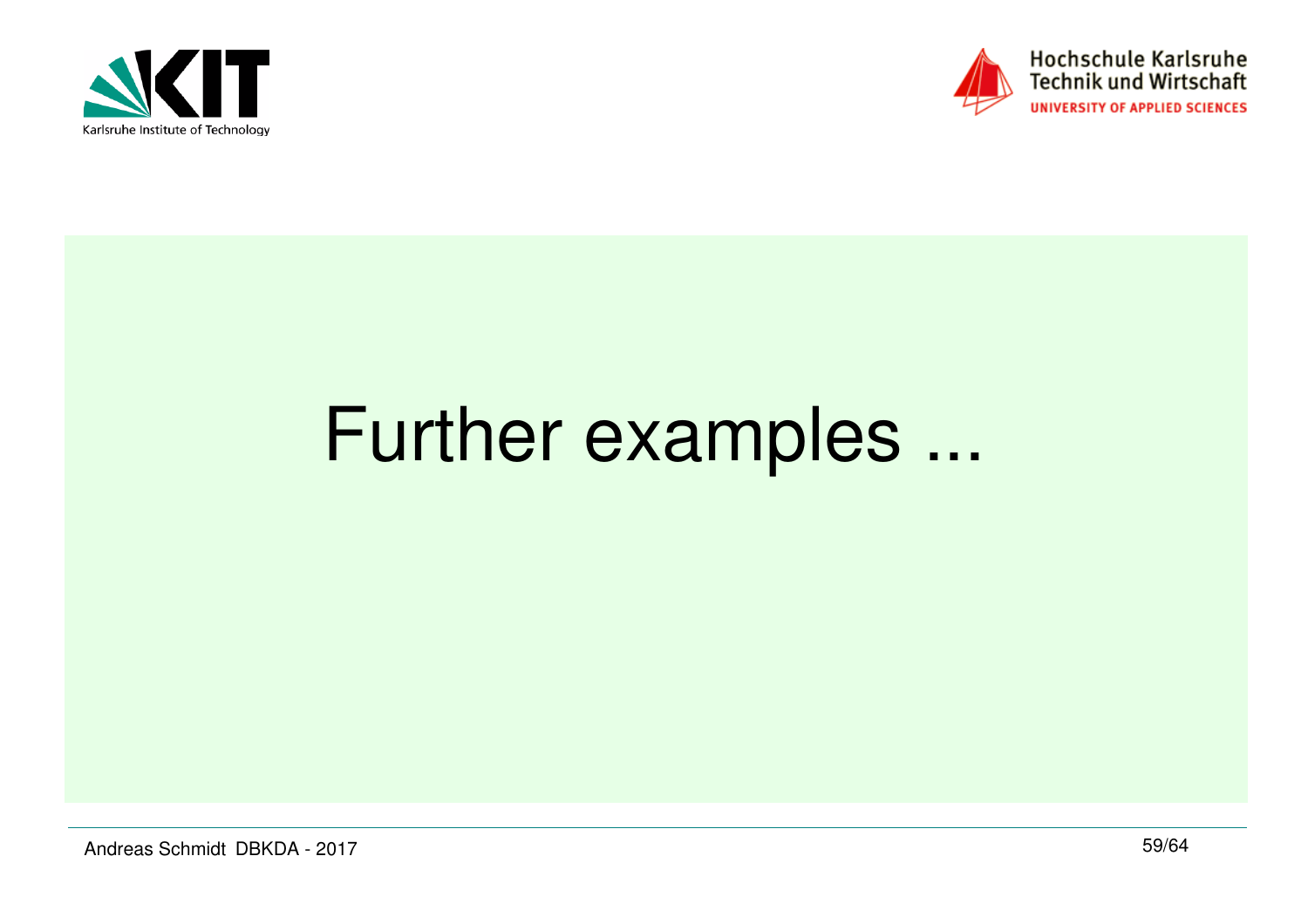# Further examples ...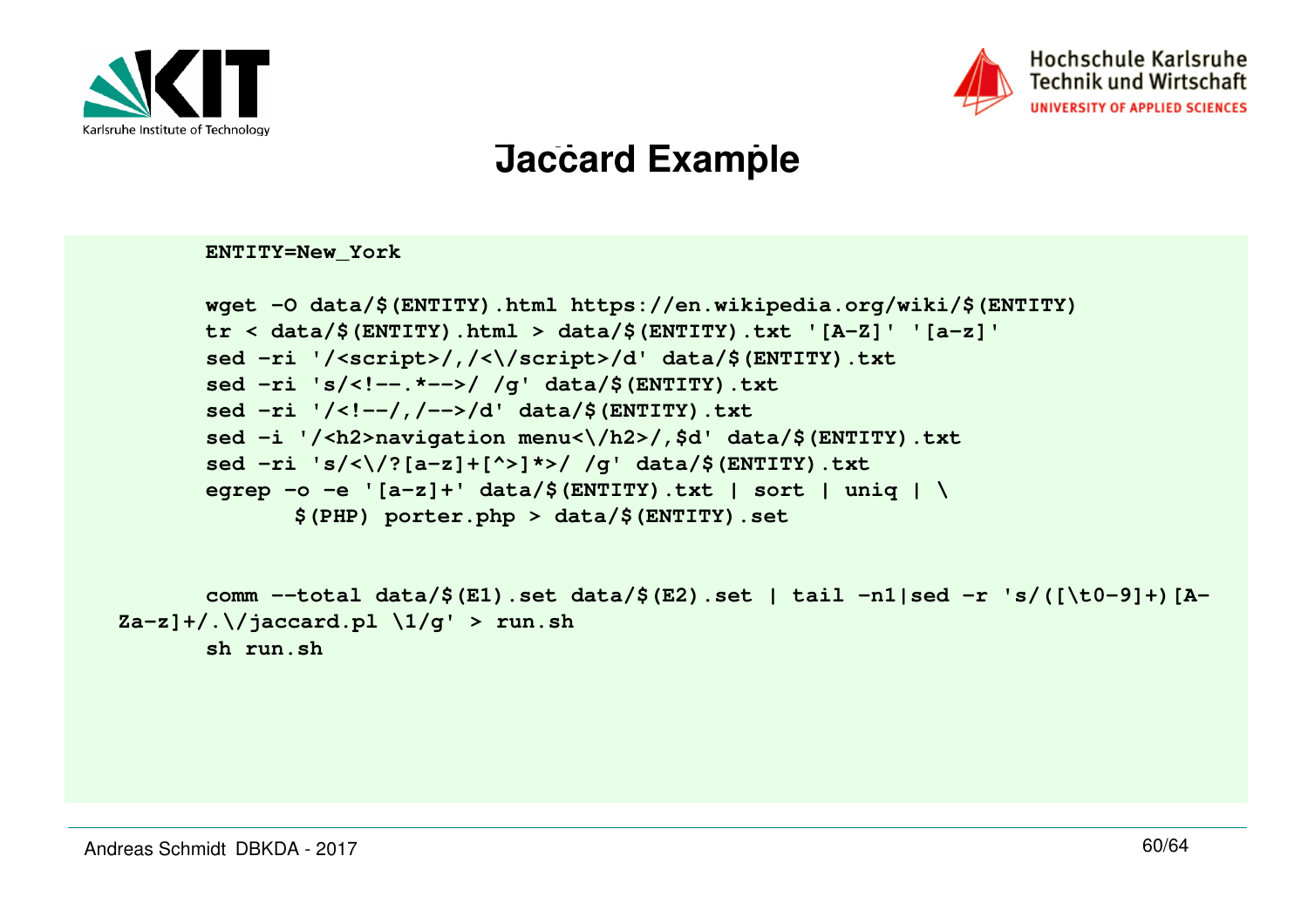# Jaccard Example

```
ENTITY=New_York

wget -O data/$(ENTITY).html https://en.wikipedia.org/wiki/$(ENTITY)
tr < data/$(ENTITY).html > data/$(ENTITY).txt '[A-Z]' '[a-z]'
sed -ri '/<script>/,/<\/script>/d' data/$(ENTITY).txt
sed -ri 's/<!--.*-->/ /g' data/$(ENTITY).txt
sed -ri '/<!--/,/-->/d' data/$(ENTITY).txt
sed -i '/<h2>navigation menu<\/h2>/,$d' data/$(ENTITY).txt
sed -ri 's/<\/?[a-z]+[^>]*>/ /g' data/$(ENTITY).txt
egrep -o -e '[a-z]+' data/$(ENTITY).txt | sort | uniq | \
       $(PHP) porter.php > data/$(ENTITY).set


comm --total data/$(E1).set data/$(E2).set | tail -n1|sed -r 's/([\t0-9]+)[A-Za-z]+/.\/jaccard.pl \1/g' > run.sh
sh run.sh
```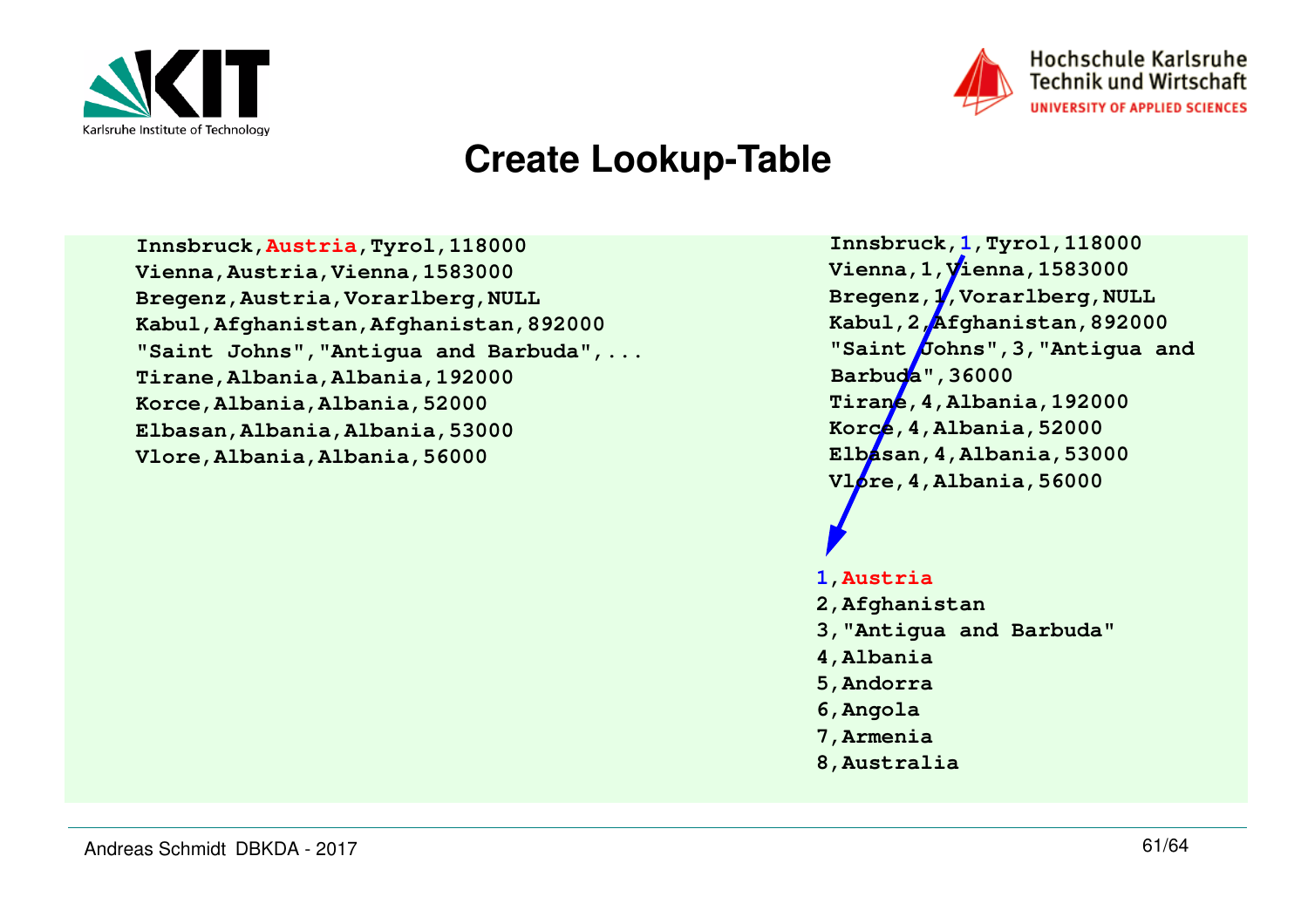# Create Lookup-Table

```
Innsbruck,Austria,Tyrol,118000
Vienna,Austria,Vienna,1583000
Bregenz,Austria,Vorarlberg,NULL
Kabul,Afghanistan,Afghanistan,892000
"Saint Johns","Antigua and Barbuda",...
Tirane,Albania,Albania,192000
Korce,Albania,Albania,52000
Elbasan,Albania,Albania,53000
Vlore,Albania,Albania,56000
```

```
Innsbruck,1,Tyrol,118000
Vienna,1,Vienna,1583000
Bregenz,1,Vorarlberg,NULL
Kabul,2,Afghanistan,892000
"Saint Johns",3,"Antigua and
Barbuda",36000
Tirane,4,Albania,192000
Korce,4,Albania,52000
Elbasan,4,Albania,53000
Vlore,4,Albania,56000
```

```
1,Austria
2,Afghanistan
3,"Antigua and Barbuda"
4,Albania
5,Andorra
6,Angola
7,Armenia
8,Australia
```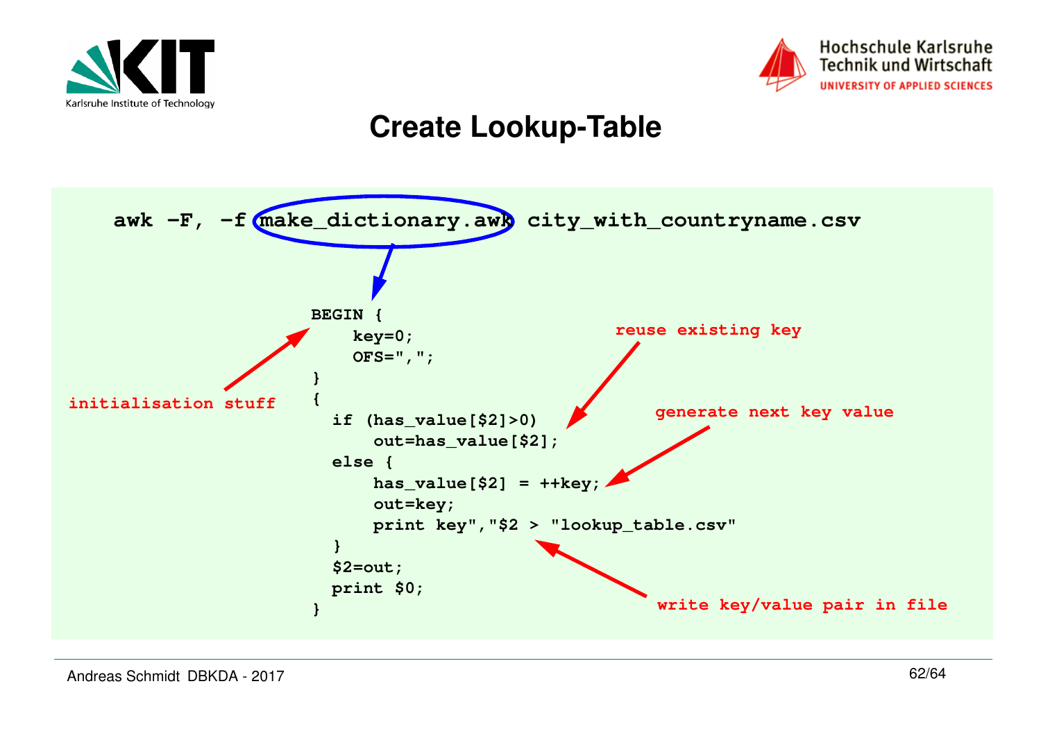# Create Lookup-Table

```
awk -F, -f make_dictionary.awk city_with_countryname.csv
```

```
BEGIN {
    key=0;
    OFS=",";
}
{
  if (has_value[$2]>0)
      out=has_value[$2];
  else {
      has_value[$2] = ++key;
      out=key;
      print key","$2 > "lookup_table.csv"
  }
  $2=out;
  print $0;
}
```

- initialisation stuff
- reuse existing key
- generate next key value
- write key/value pair in file

Andreas Schmidt DBKDA - 2017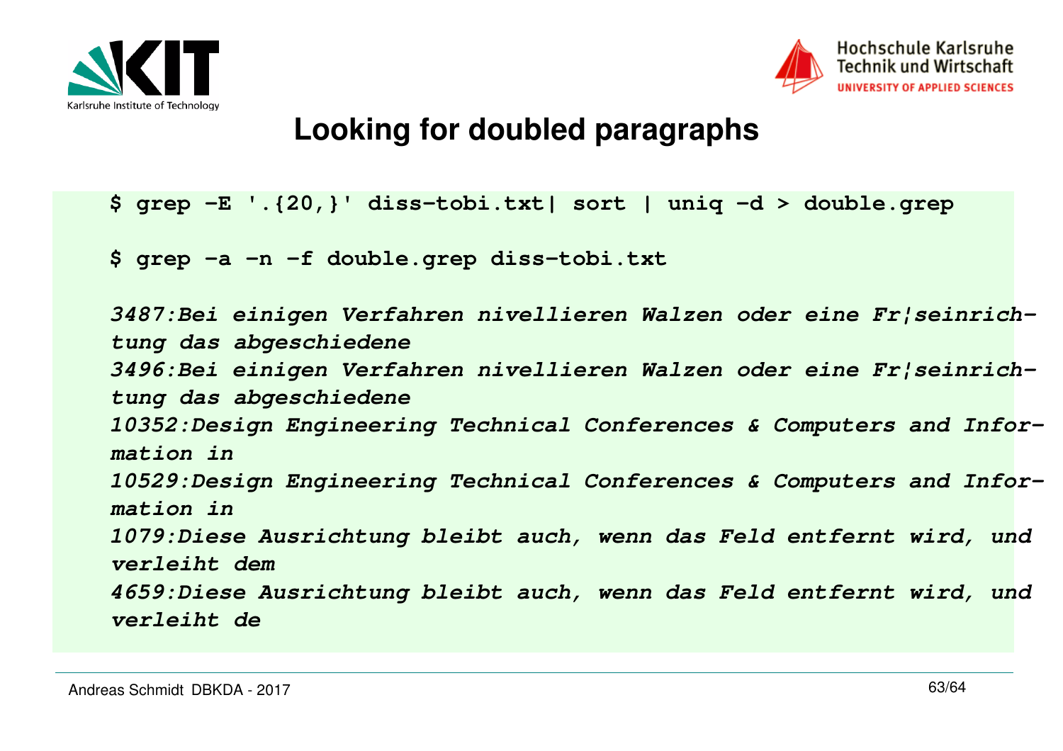# Looking for doubled paragraphs

```
$ grep -E '.{20,}' diss-tobi.txt| sort | uniq -d > double.grep

$ grep -a -n -f double.grep diss-tobi.txt

3487:Bei einigen Verfahren nivellieren Walzen oder eine Fr¦seinrich-
tung das abgeschiedene
3496:Bei einigen Verfahren nivellieren Walzen oder eine Fr¦seinrich-
tung das abgeschiedene
10352:Design Engineering Technical Conferences & Computers and Infor-
mation in
10529:Design Engineering Technical Conferences & Computers and Infor-
mation in
1079:Diese Ausrichtung bleibt auch, wenn das Feld entfernt wird, und
verleiht dem
4659:Diese Ausrichtung bleibt auch, wenn das Feld entfernt wird, und
verleiht de
```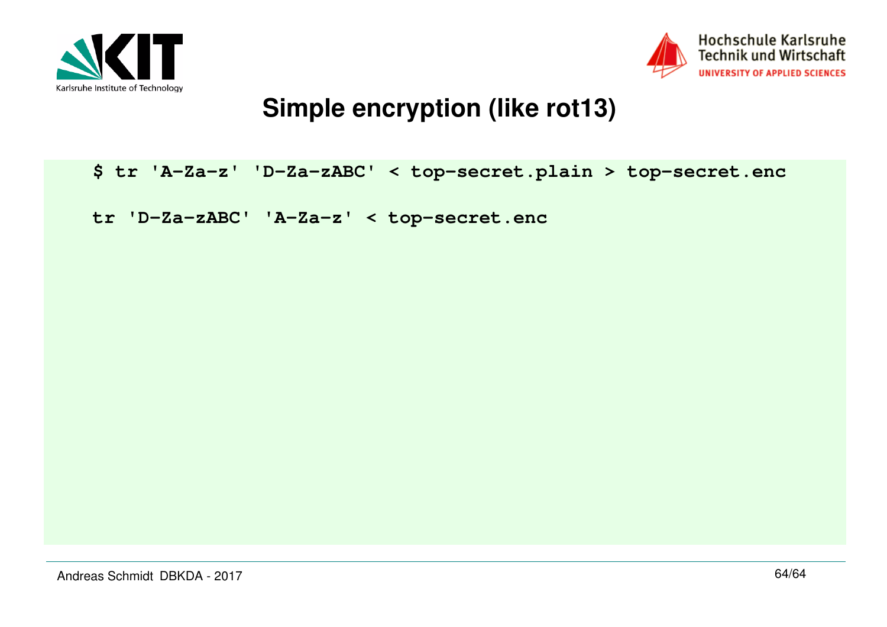# Simple encryption (like rot13)

```
$ tr 'A-Za-z' 'D-Za-zABC' < top-secret.plain > top-secret.enc

tr 'D-Za-zABC' 'A-Za-z' < top-secret.enc
```